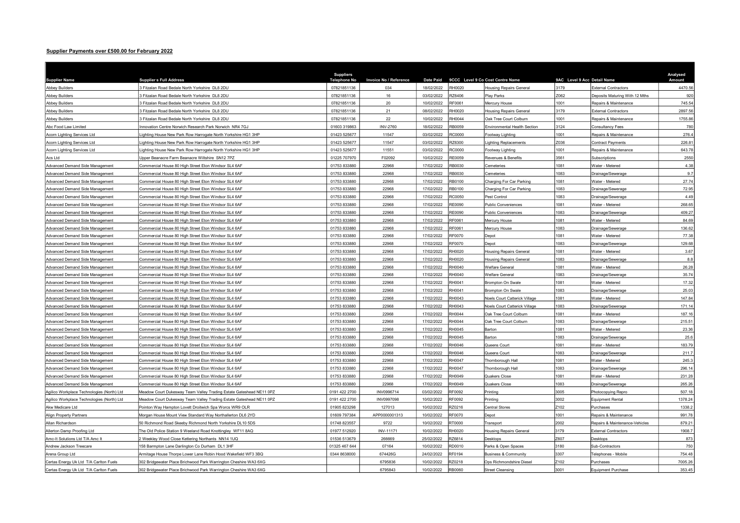**Supplier Payments over £500.00 for February 2022**

| Supplier Name | Supplier s Full Address | Suppliers Telephone No | Invoice No / Reference | Date Paid | 9CCC Level 9 Co Cost Centre Name | | 9AC Level 9 Acc Detail Name | | Analysed Amount |
|---|---|---|---|---|---|---|---|---|---|
| Abbey Builders | 3 Fitzalan Road Bedale North Yorkshire DL8 2DU | 07821851136 | 034 | 18/02/2022 | RH0020 | Housing Repairs General | 3179 | External Contractors | 4470.56 |
| Abbey Builders | 3 Fitzalan Road Bedale North Yorkshire DL8 2DU | 07821851136 | 16 | 03/02/2022 | RZ6406 | Play Parks | Z062 | Deposits Maturing With 12 Mths | 920 |
| Abbey Builders | 3 Fitzalan Road Bedale North Yorkshire DL8 2DU | 07821851136 | 20 | 10/02/2022 | RF0061 | Mercury House | 1001 | Repairs & Maintenance | 745.54 |
| Abbey Builders | 3 Fitzalan Road Bedale North Yorkshire DL8 2DU | 07821851136 | 21 | 08/02/2022 | RH0020 | Housing Repairs General | 3179 | External Contractors | 2897.56 |
| Abbey Builders | 3 Fitzalan Road Bedale North Yorkshire DL8 2DU | 07821851136 | 22 | 10/02/2022 | RH0044 | Oak Tree Court Colburn | 1001 | Repairs & Maintenance | 1755.86 |
| Abc Food Law Limited | Innovation Centre Norwich Research Park Norwich NR4 7GJ | 01603 319863 | INV-2760 | 18/02/2022 | RB0059 | Environmental Health Section | 3124 | Consultancy Fees | 780 |
| Acorn Lighting Services Ltd | Lighting House New Park Row Harrogate North Yorkshire HG1 3HP | 01423 525677 | 11547 | 03/02/2022 | RC0000 | Footway Lighting | 1001 | Repairs & Maintenance | 276.4 |
| Acorn Lighting Services Ltd | Lighting House New Park Row Harrogate North Yorkshire HG1 3HP | 01423 525677 | 11547 | 03/02/2022 | RZ6300 | Lighting Replacements | Z036 | Contract Payments | 226.81 |
| Acorn Lighting Services Ltd | Lighting House New Park Row Harrogate North Yorkshire HG1 3HP | 01423 525677 | 11551 | 03/02/2022 | RC0000 | Footway Lighting | 1001 | Repairs & Maintenance | 643.78 |
| Acs Ltd | Upper Beanacre Farm Beanacre Wiltshire SN12 7PZ | 01225 707970 | F02092 | 10/02/2022 | RE0059 | Revenues & Benefits | 3561 | Subscriptions | 2550 |
| Advanced Demand Side Management | Commercial House 80 High Street Eton Windsor SL4 6AF | 01753 833880 | 22968 | 17/02/2022 | RB0030 | Cemeteries | 1081 | Water - Metered | 4.38 |
| Advanced Demand Side Management | Commercial House 80 High Street Eton Windsor SL4 6AF | 01753 833880 | 22968 | 17/02/2022 | RB0030 | Cemeteries | 1083 | Drainage/Sewerage | 9.7 |
| Advanced Demand Side Management | Commercial House 80 High Street Eton Windsor SL4 6AF | 01753 833880 | 22968 | 17/02/2022 | RB0100 | Charging For Car Parking | 1081 | Water - Metered | 27.74 |
| Advanced Demand Side Management | Commercial House 80 High Street Eton Windsor SL4 6AF | 01753 833880 | 22968 | 17/02/2022 | RB0100 | Charging For Car Parking | 1083 | Drainage/Sewerage | 72.95 |
| Advanced Demand Side Management | Commercial House 80 High Street Eton Windsor SL4 6AF | 01753 833880 | 22968 | 17/02/2022 | RC0050 | Pest Control | 1083 | Drainage/Sewerage | 4.49 |
| Advanced Demand Side Management | Commercial House 80 High Street Eton Windsor SL4 6AF | 01753 833880 | 22968 | 17/02/2022 | RE0090 | Public Conveniences | 1081 | Water - Metered | 268.65 |
| Advanced Demand Side Management | Commercial House 80 High Street Eton Windsor SL4 6AF | 01753 833880 | 22968 | 17/02/2022 | RE0090 | Public Conveniences | 1083 | Drainage/Sewerage | 409.27 |
| Advanced Demand Side Management | Commercial House 80 High Street Eton Windsor SL4 6AF | 01753 833880 | 22968 | 17/02/2022 | RF0061 | Mercury House | 1081 | Water - Metered | 84.69 |
| Advanced Demand Side Management | Commercial House 80 High Street Eton Windsor SL4 6AF | 01753 833880 | 22968 | 17/02/2022 | RF0061 | Mercury House | 1083 | Drainage/Sewerage | 136.62 |
| Advanced Demand Side Management | Commercial House 80 High Street Eton Windsor SL4 6AF | 01753 833880 | 22968 | 17/02/2022 | RF0070 | Depot | 1081 | Water - Metered | 77.38 |
| Advanced Demand Side Management | Commercial House 80 High Street Eton Windsor SL4 6AF | 01753 833880 | 22968 | 17/02/2022 | RF0070 | Depot | 1083 | Drainage/Sewerage | 129.68 |
| Advanced Demand Side Management | Commercial House 80 High Street Eton Windsor SL4 6AF | 01753 833880 | 22968 | 17/02/2022 | RH0020 | Housing Repairs General | 1081 | Water - Metered | 3.67 |
| Advanced Demand Side Management | Commercial House 80 High Street Eton Windsor SL4 6AF | 01753 833880 | 22968 | 17/02/2022 | RH0020 | Housing Repairs General | 1083 | Drainage/Sewerage | 8.8 |
| Advanced Demand Side Management | Commercial House 80 High Street Eton Windsor SL4 6AF | 01753 833880 | 22968 | 17/02/2022 | RH0040 | Welfare General | 1081 | Water - Metered | 26.28 |
| Advanced Demand Side Management | Commercial House 80 High Street Eton Windsor SL4 6AF | 01753 833880 | 22968 | 17/02/2022 | RH0040 | Welfare General | 1083 | Drainage/Sewerage | 35.74 |
| Advanced Demand Side Management | Commercial House 80 High Street Eton Windsor SL4 6AF | 01753 833880 | 22968 | 17/02/2022 | RH0041 | Brompton On Swale | 1081 | Water - Metered | 17.32 |
| Advanced Demand Side Management | Commercial House 80 High Street Eton Windsor SL4 6AF | 01753 833880 | 22968 | 17/02/2022 | RH0041 | Brompton On Swale | 1083 | Drainage/Sewerage | 25.03 |
| Advanced Demand Side Management | Commercial House 80 High Street Eton Windsor SL4 6AF | 01753 833880 | 22968 | 17/02/2022 | RH0043 | Noels Court Catterick Village | 1081 | Water - Metered | 147.84 |
| Advanced Demand Side Management | Commercial House 80 High Street Eton Windsor SL4 6AF | 01753 833880 | 22968 | 17/02/2022 | RH0043 | Noels Court Catterick Village | 1083 | Drainage/Sewerage | 171.14 |
| Advanced Demand Side Management | Commercial House 80 High Street Eton Windsor SL4 6AF | 01753 833880 | 22968 | 17/02/2022 | RH0044 | Oak Tree Court Colburn | 1081 | Water - Metered | 187.16 |
| Advanced Demand Side Management | Commercial House 80 High Street Eton Windsor SL4 6AF | 01753 833880 | 22968 | 17/02/2022 | RH0044 | Oak Tree Court Colburn | 1083 | Drainage/Sewerage | 215.51 |
| Advanced Demand Side Management | Commercial House 80 High Street Eton Windsor SL4 6AF | 01753 833880 | 22968 | 17/02/2022 | RH0045 | Barton | 1081 | Water - Metered | 23.36 |
| Advanced Demand Side Management | Commercial House 80 High Street Eton Windsor SL4 6AF | 01753 833880 | 22968 | 17/02/2022 | RH0045 | Barton | 1083 | Drainage/Sewerage | 25.6 |
| Advanced Demand Side Management | Commercial House 80 High Street Eton Windsor SL4 6AF | 01753 833880 | 22968 | 17/02/2022 | RH0046 | Queens Court | 1081 | Water - Metered | 183.79 |
| Advanced Demand Side Management | Commercial House 80 High Street Eton Windsor SL4 6AF | 01753 833880 | 22968 | 17/02/2022 | RH0046 | Queens Court | 1083 | Drainage/Sewerage | 211.7 |
| Advanced Demand Side Management | Commercial House 80 High Street Eton Windsor SL4 6AF | 01753 833880 | 22968 | 17/02/2022 | RH0047 | Thornborough Hall | 1081 | Water - Metered | 245.3 |
| Advanced Demand Side Management | Commercial House 80 High Street Eton Windsor SL4 6AF | 01753 833880 | 22968 | 17/02/2022 | RH0047 | Thornborough Hall | 1083 | Drainage/Sewerage | 296.14 |
| Advanced Demand Side Management | Commercial House 80 High Street Eton Windsor SL4 6AF | 01753 833880 | 22968 | 17/02/2022 | RH0049 | Quakers Close | 1081 | Water - Metered | 231.28 |
| Advanced Demand Side Management | Commercial House 80 High Street Eton Windsor SL4 6AF | 01753 833880 | 22968 | 17/02/2022 | RH0049 | Quakers Close | 1083 | Drainage/Sewerage | 265.26 |
| Agilico Workplace Technologies (North) Ltd | Meadow Court Dukesway Team Valley Trading Estate Gateshead NE11 0PZ | 0191 422 2700 | INV0996714 | 03/02/2022 | RF0092 | Printing | 3005 | Photocopying Repro | 507.18 |
| Agilico Workplace Technologies (North) Ltd | Meadow Court Dukesway Team Valley Trading Estate Gateshead NE11 0PZ | 0191 422 2700 | INV0997098 | 10/02/2022 | RF0092 | Printing | 3002 | Equipment Rental | 1378.24 |
| Akw Medicare Ltd | Pointon Way Hampton Lovett Droitwich Spa Worcs WR9 OLR | 01905 823298 | 127013 | 10/02/2022 | RZ0216 | Central Stores | Z102 | Purchases | 1338.2 |
| Align Property Partners | Morgan House Mount View Standard Way Northallerton DL6 2YD | 01609 797384 | APP0000001313 | 10/02/2022 | RF0070 | Depot | 1001 | Repairs & Maintenance | 991.78 |
| Allan Richardson | 50 Richmond Road Skeeby Richmond North Yorkshire DL10 5DS | 01748 823557 | 9722 | 10/02/2022 | RT0000 | Transport | 2002 | Repairs & Maintenance-Vehicles | 879.21 |
| Allerton Damp Proofing Ltd | The Old Police Station 9 Weeland Road Knottingley WF11 8AQ | 01977 512920 | INV-11171 | 10/02/2022 | RH0020 | Housing Repairs General | 3179 | External Contractors | 1908.7 |
| Amc-It Solutions Ltd T/A Amc It | 2 Weekley Wood Close Kettering Northants NN14 1UQ | 01536 513679 | 266669 | 25/02/2022 | RZ6814 | Desktops | Z607 | Desktops | 873 |
| Andrew Jackson Treecare | 158 Barmpton Lane Darlington Co Durham DL1 3HF | 01325 467 644 | 07164 | 10/02/2022 | RD0010 | Parks & Open Spaces | 3180 | Sub-Contractors | 750 |
| Arena Group Ltd | Armitage House Thorpe Lower Lane Robin Hood Wakefield WF3 3BQ | 0344 8638000 | 674426G | 24/02/2022 | RF0194 | Business & Community | 3307 | Telephones - Mobile | 754.48 |
| Certas Energy Uk Ltd T/A Carlton Fuels | 302 Bridgewater Place Birchwood Park Warrington Cheshire WA3 6XG | | 6795836 | 10/02/2022 | RZ0218 | Ops Richmondshire Diesel | Z102 | Purchases | 7005.26 |
| Certas Energy Uk Ltd T/A Carlton Fuels | 302 Bridgewater Place Birchwood Park Warrington Cheshire WA3 6XG | | 6795843 | 10/02/2022 | RB0060 | Street Cleansing | 3001 | Equipment Purchase | 353.45 |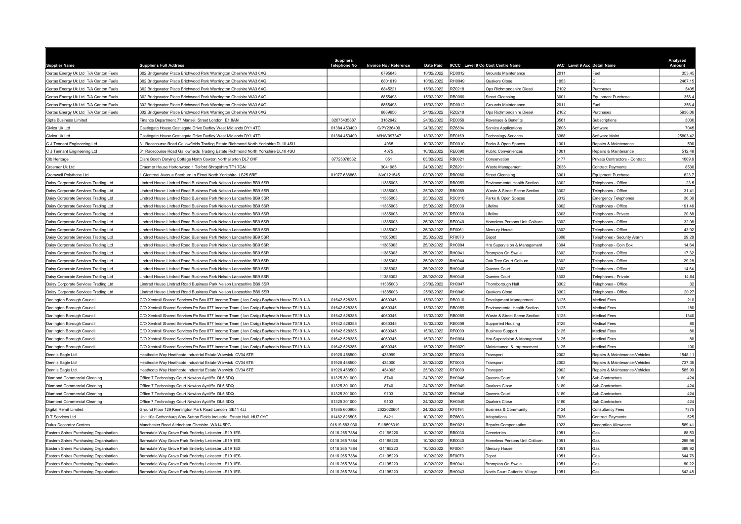| Supplier Name | Supplier s Full Address | Suppliers Telephone No | Invoice No / Reference | Date Paid | 9CCC Level 9 Co Cost Centre Name | | 9AC Level 9 Acc Detail Name | | Analysed Amount |
|---|---|---|---|---|---|---|---|---|---|
| Certas Energy Uk Ltd T/A Carlton Fuels | 302 Bridgewater Place Brichwood Park Warrington Cheshire WA3 6XG | | 6795843 | 10/02/2022 | RD0012 | Grounds Maintenance | 2011 | Fuel | 353.45 |
| Certas Energy Uk Ltd T/A Carlton Fuels | 302 Bridgewater Place Brichwood Park Warrington Cheshire WA3 6XG | | 6801619 | 10/02/2022 | RH0049 | Quakers Close | 1053 | Oil | 2467.15 |
| Certas Energy Uk Ltd T/A Carlton Fuels | 302 Bridgewater Place Brichwood Park Warrington Cheshire WA3 6XG | | 6845221 | 15/02/2022 | RZ0218 | Ops Richmondshire Diesel | Z102 | Purchases | 5405 |
| Certas Energy Uk Ltd T/A Carlton Fuels | 302 Bridgewater Place Brichwood Park Warrington Cheshire WA3 6XG | | 6855498 | 15/02/2022 | RB0060 | Street Cleansing | 3001 | Equipment Purchase | 356.4 |
| Certas Energy Uk Ltd T/A Carlton Fuels | 302 Bridgewater Place Brichwood Park Warrington Cheshire WA3 6XG | | 6855498 | 15/02/2022 | RD0012 | Grounds Maintenance | 2011 | Fuel | 356.4 |
| Certas Energy Uk Ltd T/A Carlton Fuels | 302 Bridgewater Place Brichwood Park Warrington Cheshire WA3 6XG | | 6889656 | 24/02/2022 | RZ0218 | Ops Richmondshire Diesel | Z102 | Purchases | 5936.06 |
| Cipfa Business Limited | Finance Department 77 Mansell Street London E1 8AN | 02075435887 | 3162942 | 24/02/2022 | RE0059 | Revenues & Benefits | 3561 | Subscriptions | 3030 |
| Civica Uk Ltd | Castlegate House Castlegate Drive Dudley West Midlands DY1 4TD | 01384 453400 | C/PY236409 | 24/02/2022 | RZ6804 | Service Applications | Z608 | Software | 7045 |
| Civica Uk Ltd | Castlegate House Castlegate Drive Dudley West Midlands DY1 4TD | 01384 453400 | M/HW097347 | 18/02/2022 | RF0169 | Technology Services | 3368 | Software Maint | 25803.42 |
| C J Tennant Engineering Ltd | 31 Racecourse Road Gallowfields Trading Estate Richmond North Yorkshire DL10 4SU | | 4065 | 10/02/2022 | RD0010 | Parks & Open Spaces | 1001 | Repairs & Maintenance | 590 |
| C J Tennant Engineering Ltd | 31 Racecourse Road Gallowfields Trading Estate Richmond North Yorkshire DL10 4SU | | 4075 | 10/02/2022 | RE0090 | Public Conveniences | 1001 | Repairs & Maintenance | 512.48 |
| Clb Heritage | Clare Booth Darying Cottage North Cowton Northallerton DL7 0HF | 07725078532 | 051 | 03/02/2022 | RB0021 | Conservation | 3177 | Private Contractors - Contract | 1009.9 |
| Craemer Uk Ltd | Craemer House Hortonwood 1 Telford Shropshire TF1 7GN | | 3041985 | 24/02/2022 | RZ6201 | Waste Management | Z036 | Contract Payments | 8530 |
| Cromwell Polythene Ltd | 1 Glentrool Avenue Sherburn In Elmet North Yorkshire LS25 6RE | 01977 686868 | INV0121545 | 03/02/2022 | RB0060 | Street Cleansing | 3001 | Equipment Purchase | 623.7 |
| Daisy Corporate Services Trading Ltd | Lindred House Lindred Road Business Park Nelson Lancashire BB9 5SR | | 11385003 | 25/02/2022 | RB0059 | Environmental Health Section | 3302 | Telephones - Office | 23.5 |
| Daisy Corporate Services Trading Ltd | Lindred House Lindred Road Business Park Nelson Lancashire BB9 5SR | | 11385003 | 25/02/2022 | RB0089 | Waste & Street Scene Section | 3302 | Telephones - Office | 31.41 |
| Daisy Corporate Services Trading Ltd | Lindred House Lindred Road Business Park Nelson Lancashire BB9 5SR | | 11385003 | 25/02/2022 | RD0010 | Parks & Open Spaces | 3312 | Emergency Telephones | 36.36 |
| Daisy Corporate Services Trading Ltd | Lindred House Lindred Road Business Park Nelson Lancashire BB9 5SR | | 11385003 | 25/02/2022 | RE0030 | Lifeline | 3302 | Telephones - Office | 191.46 |
| Daisy Corporate Services Trading Ltd | Lindred House Lindred Road Business Park Nelson Lancashire BB9 5SR | | 11385003 | 25/02/2022 | RE0030 | Lifeline | 3303 | Telephones - Private | 20.88 |
| Daisy Corporate Services Trading Ltd | Lindred House Lindred Road Business Park Nelson Lancashire BB9 5SR | | 11385003 | 25/02/2022 | RE0040 | Homeless Persons Unit Colburn | 3302 | Telephones - Office | 32.08 |
| Daisy Corporate Services Trading Ltd | Lindred House Lindred Road Business Park Nelson Lancashire BB9 5SR | | 11385003 | 25/02/2022 | RF0061 | Mercury House | 3302 | Telephones - Office | 43.92 |
| Daisy Corporate Services Trading Ltd | Lindred House Lindred Road Business Park Nelson Lancashire BB9 5SR | | 11385003 | 25/02/2022 | RF0070 | Depot | 3308 | Telephones - Security Alarm | 29.28 |
| Daisy Corporate Services Trading Ltd | Lindred House Lindred Road Business Park Nelson Lancashire BB9 5SR | | 11385003 | 25/02/2022 | RH0004 | Hra Supervision & Management | 3304 | Telephones - Coin Box | 14.64 |
| Daisy Corporate Services Trading Ltd | Lindred House Lindred Road Business Park Nelson Lancashire BB9 5SR | | 11385003 | 25/02/2022 | RH0041 | Brompton On Swale | 3302 | Telephones - Office | 17.32 |
| Daisy Corporate Services Trading Ltd | Lindred House Lindred Road Business Park Nelson Lancashire BB9 5SR | | 11385003 | 25/02/2022 | RH0044 | Oak Tree Court Colburn | 3302 | Telephones - Office | 29.28 |
| Daisy Corporate Services Trading Ltd | Lindred House Lindred Road Business Park Nelson Lancashire BB9 5SR | | 11385003 | 25/02/2022 | RH0046 | Queens Court | 3302 | Telephones - Office | 14.64 |
| Daisy Corporate Services Trading Ltd | Lindred House Lindred Road Business Park Nelson Lancashire BB9 5SR | | 11385003 | 25/02/2022 | RH0046 | Queens Court | 3303 | Telephones - Private | 14.64 |
| Daisy Corporate Services Trading Ltd | Lindred House Lindred Road Business Park Nelson Lancashire BB9 5SR | | 11385003 | 25/02/2022 | RH0047 | Thornborough Hall | 3302 | Telephones - Office | 32 |
| Daisy Corporate Services Trading Ltd | Lindred House Lindred Road Business Park Nelson Lancashire BB9 5SR | | 11385003 | 25/02/2022 | RH0049 | Quakers Close | 3302 | Telephones - Office | 20.27 |
| Darlington Borough Council | C/O Xentrall Shared Services Po Box 877 Income Team ( Ian Craig) Bayheath House TS19 1JA | 01642 528385 | 4060345 | 15/02/2022 | RB0010 | Development Management | 3125 | Medical Fees | 210 |
| Darlington Borough Council | C/O Xentrall Shared Services Po Box 877 Income Team ( Ian Craig) Bayheath House TS19 1JA | 01642 528385 | 4060345 | 15/02/2022 | RB0059 | Environmental Health Section | 3125 | Medical Fees | 180 |
| Darlington Borough Council | C/O Xentrall Shared Services Po Box 877 Income Team ( Ian Craig) Bayheath House TS19 1JA | 01642 528385 | 4060345 | 15/02/2022 | RB0089 | Waste & Street Scene Section | 3125 | Medical Fees | 1340 |
| Darlington Borough Council | C/O Xentrall Shared Services Po Box 877 Income Team ( Ian Craig) Bayheath House TS19 1JA | 01642 528385 | 4060345 | 15/02/2022 | RE0008 | Supported Housing | 3125 | Medical Fees | 80 |
| Darlington Borough Council | C/O Xentrall Shared Services Po Box 877 Income Team ( Ian Craig) Bayheath House TS19 1JA | 01642 528385 | 4060345 | 15/02/2022 | RF0099 | Business Support | 3125 | Medical Fees | 80 |
| Darlington Borough Council | C/O Xentrall Shared Services Po Box 877 Income Team ( Ian Craig) Bayheath House TS19 1JA | 01642 528385 | 4060345 | 15/02/2022 | RH0004 | Hra Supervision & Management | 3125 | Medical Fees | 80 |
| Darlington Borough Council | C/O Xentrall Shared Services Po Box 877 Income Team ( Ian Craig) Bayheath House TS19 1JA | 01642 528385 | 4060345 | 15/02/2022 | RH0029 | Maintenance & Improvement | 3125 | Medical Fees | 100 |
| Dennis Eagle Ltd | Heathcote Way Heathcote Industrial Estate Warwick CV34 6TE | 01926 458500 | 433999 | 25/02/2022 | RT0000 | Transport | 2002 | Repairs & Maintenance-Vehicles | 1548.11 |
| Dennis Eagle Ltd | Heathcote Way Heathcote Industrial Estate Warwick CV34 6TE | 01926 458500 | 434000 | 25/02/2022 | RT0000 | Transport | 2002 | Repairs & Maintenance-Vehicles | 737.35 |
| Dennis Eagle Ltd | Heathcote Way Heathcote Industrial Estate Warwick CV34 6TE | 01926 458500 | 434003 | 25/02/2022 | RT0000 | Transport | 2002 | Repairs & Maintenance-Vehicles | 585.99 |
| Diamond Commercial Cleaning | Office 7 Technology Court Newton Aycliffe DL5 6DQ | 01325 301000 | 8740 | 24/02/2022 | RH0046 | Queens Court | 3180 | Sub-Contractors | 424 |
| Diamond Commercial Cleaning | Office 7 Technology Court Newton Aycliffe DL5 6DQ | 01325 301000 | 8740 | 24/02/2022 | RH0049 | Quakers Close | 3180 | Sub-Contractors | 424 |
| Diamond Commercial Cleaning | Office 7 Technology Court Newton Aycliffe DL5 6DQ | 01325 301000 | 9103 | 24/02/2022 | RH0046 | Queens Court | 3180 | Sub-Contractors | 424 |
| Diamond Commercial Cleaning | Office 7 Technology Court Newton Aycliffe DL5 6DQ | 01325 301000 | 9103 | 24/02/2022 | RH0049 | Quakers Close | 3180 | Sub-Contractors | 424 |
| Digital Remit Limited | Ground Floor 129 Kennington Park Road London SE11 4JJ | 01865 600906 | 2022020601 | 24/02/2022 | RF0194 | Business & Community | 3124 | Consultancy Fees | 7375 |
| D T Services Ltd | Unit 10a Gothenburg Way Sutton Fields Industrial Estate Hull HU7 0YG | 01482 826505 | 5421 | 10/02/2022 | RZ6603 | Adaptations | Z036 | Contract Payments | 525 |
| Dulux Decorator Centres | Manchester Road Altrincham Cheshire WA14 5PG | 01619 683 030 | SI18596319 | 03/02/2022 | RH0021 | Repairs Compensation | 1023 | Decoration Allowance | 569.41 |
| Eastern Shires Purchasing Organisation | Barnsdale Way Grove Park Enderby Leicester LE19 1ES | 0116 265 7884 | G1195220 | 10/02/2022 | RB0030 | Cemeteries | 1051 | Gas | 88.53 |
| Eastern Shires Purchasing Organisation | Barnsdale Way Grove Park Enderby Leicester LE19 1ES | 0116 265 7884 | G1195220 | 10/02/2022 | RE0040 | Homeless Persons Unit Colburn | 1051 | Gas | 285.98 |
| Eastern Shires Purchasing Organisation | Barnsdale Way Grove Park Enderby Leicester LE19 1ES | 0116 265 7884 | G1195220 | 10/02/2022 | RF0061 | Mercury House | 1051 | Gas | 689.92 |
| Eastern Shires Purchasing Organisation | Barnsdale Way Grove Park Enderby Leicester LE19 1ES | 0116 265 7884 | G1195220 | 10/02/2022 | RF0070 | Depot | 1051 | Gas | 644.76 |
| Eastern Shires Purchasing Organisation | Barnsdale Way Grove Park Enderby Leicester LE19 1ES | 0116 265 7884 | G1195220 | 10/02/2022 | RH0041 | Brompton On Swale | 1051 | Gas | 80.22 |
| Eastern Shires Purchasing Organisation | Barnsdale Way Grove Park Enderby Leicester LE19 1ES | 0116 265 7884 | G1195220 | 10/02/2022 | RH0043 | Noels Court Catterick Village | 1051 | Gas | 642.48 |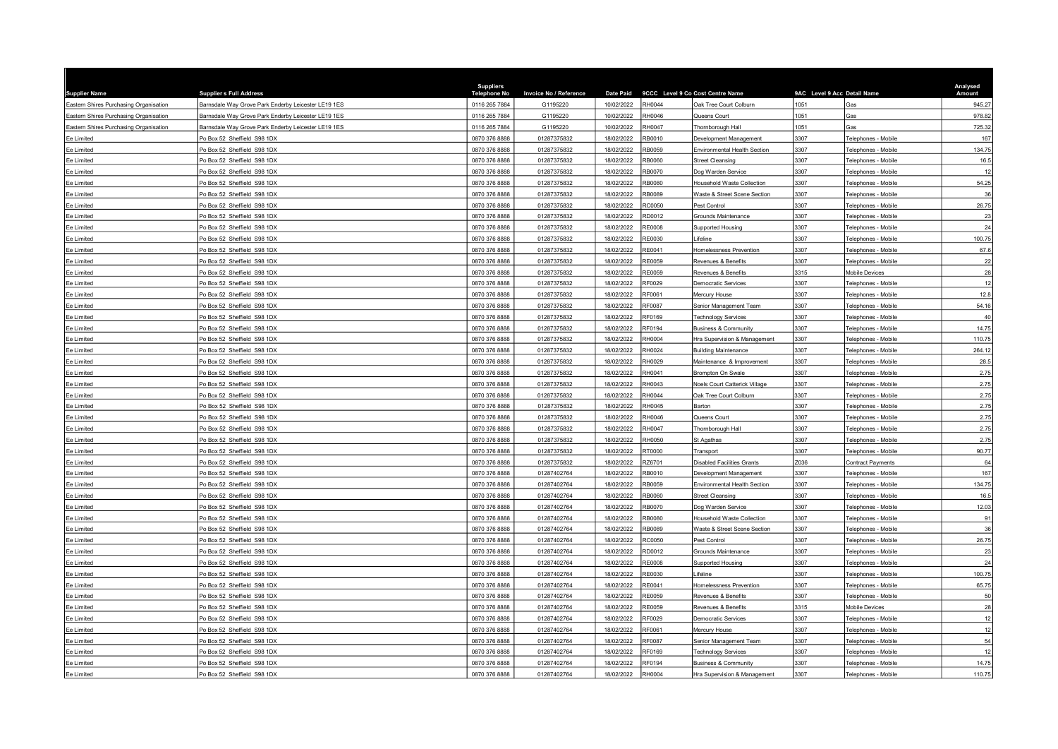| Supplier Name | Supplier s Full Address | Suppliers Telephone No | Invoice No / Reference | Date Paid | 9CCC Level 9 Co | Cost Centre Name | 9AC Level 9 Acc | Detail Name | Analysed Amount |
|---|---|---|---|---|---|---|---|---|---|
| Eastern Shires Purchasing Organisation | Barnsdale Way Grove Park Enderby Leicester LE19 1ES | 0116 265 7884 | G1195220 | 10/02/2022 | RH0044 | Oak Tree Court Colburn | 1051 | Gas | 945.27 |
| Eastern Shires Purchasing Organisation | Barnsdale Way Grove Park Enderby Leicester LE19 1ES | 0116 265 7884 | G1195220 | 10/02/2022 | RH0046 | Queens Court | 1051 | Gas | 978.82 |
| Eastern Shires Purchasing Organisation | Barnsdale Way Grove Park Enderby Leicester LE19 1ES | 0116 265 7884 | G1195220 | 10/02/2022 | RH0047 | Thornborough Hall | 1051 | Gas | 725.32 |
| Ee Limited | Po Box 52 Sheffield S98 1DX | 0870 376 8888 | 01287375832 | 18/02/2022 | RB0010 | Development Management | 3307 | Telephones - Mobile | 167 |
| Ee Limited | Po Box 52 Sheffield S98 1DX | 0870 376 8888 | 01287375832 | 18/02/2022 | RB0059 | Environmental Health Section | 3307 | Telephones - Mobile | 134.75 |
| Ee Limited | Po Box 52 Sheffield S98 1DX | 0870 376 8888 | 01287375832 | 18/02/2022 | RB0060 | Street Cleansing | 3307 | Telephones - Mobile | 16.5 |
| Ee Limited | Po Box 52 Sheffield S98 1DX | 0870 376 8888 | 01287375832 | 18/02/2022 | RB0070 | Dog Warden Service | 3307 | Telephones - Mobile | 12 |
| Ee Limited | Po Box 52 Sheffield S98 1DX | 0870 376 8888 | 01287375832 | 18/02/2022 | RB0080 | Household Waste Collection | 3307 | Telephones - Mobile | 54.25 |
| Ee Limited | Po Box 52 Sheffield S98 1DX | 0870 376 8888 | 01287375832 | 18/02/2022 | RB0089 | Waste & Street Scene Section | 3307 | Telephones - Mobile | 36 |
| Ee Limited | Po Box 52 Sheffield S98 1DX | 0870 376 8888 | 01287375832 | 18/02/2022 | RC0050 | Pest Control | 3307 | Telephones - Mobile | 26.75 |
| Ee Limited | Po Box 52 Sheffield S98 1DX | 0870 376 8888 | 01287375832 | 18/02/2022 | RD0012 | Grounds Maintenance | 3307 | Telephones - Mobile | 23 |
| Ee Limited | Po Box 52 Sheffield S98 1DX | 0870 376 8888 | 01287375832 | 18/02/2022 | RE0008 | Supported Housing | 3307 | Telephones - Mobile | 24 |
| Ee Limited | Po Box 52 Sheffield S98 1DX | 0870 376 8888 | 01287375832 | 18/02/2022 | RE0030 | Lifeline | 3307 | Telephones - Mobile | 100.75 |
| Ee Limited | Po Box 52 Sheffield S98 1DX | 0870 376 8888 | 01287375832 | 18/02/2022 | RE0041 | Homelessness Prevention | 3307 | Telephones - Mobile | 67.6 |
| Ee Limited | Po Box 52 Sheffield S98 1DX | 0870 376 8888 | 01287375832 | 18/02/2022 | RE0059 | Revenues & Benefits | 3307 | Telephones - Mobile | 22 |
| Ee Limited | Po Box 52 Sheffield S98 1DX | 0870 376 8888 | 01287375832 | 18/02/2022 | RE0059 | Revenues & Benefits | 3315 | Mobile Devices | 28 |
| Ee Limited | Po Box 52 Sheffield S98 1DX | 0870 376 8888 | 01287375832 | 18/02/2022 | RF0029 | Democratic Services | 3307 | Telephones - Mobile | 12 |
| Ee Limited | Po Box 52 Sheffield S98 1DX | 0870 376 8888 | 01287375832 | 18/02/2022 | RF0061 | Mercury House | 3307 | Telephones - Mobile | 12.8 |
| Ee Limited | Po Box 52 Sheffield S98 1DX | 0870 376 8888 | 01287375832 | 18/02/2022 | RF0087 | Senior Management Team | 3307 | Telephones - Mobile | 54.16 |
| Ee Limited | Po Box 52 Sheffield S98 1DX | 0870 376 8888 | 01287375832 | 18/02/2022 | RF0169 | Technology Services | 3307 | Telephones - Mobile | 40 |
| Ee Limited | Po Box 52 Sheffield S98 1DX | 0870 376 8888 | 01287375832 | 18/02/2022 | RF0194 | Business & Community | 3307 | Telephones - Mobile | 14.75 |
| Ee Limited | Po Box 52 Sheffield S98 1DX | 0870 376 8888 | 01287375832 | 18/02/2022 | RH0004 | Hra Supervision & Management | 3307 | Telephones - Mobile | 110.75 |
| Ee Limited | Po Box 52 Sheffield S98 1DX | 0870 376 8888 | 01287375832 | 18/02/2022 | RH0024 | Building Maintenance | 3307 | Telephones - Mobile | 264.12 |
| Ee Limited | Po Box 52 Sheffield S98 1DX | 0870 376 8888 | 01287375832 | 18/02/2022 | RH0029 | Maintenance & Improvement | 3307 | Telephones - Mobile | 28.5 |
| Ee Limited | Po Box 52 Sheffield S98 1DX | 0870 376 8888 | 01287375832 | 18/02/2022 | RH0041 | Brompton On Swale | 3307 | Telephones - Mobile | 2.75 |
| Ee Limited | Po Box 52 Sheffield S98 1DX | 0870 376 8888 | 01287375832 | 18/02/2022 | RH0043 | Noels Court Catterick Village | 3307 | Telephones - Mobile | 2.75 |
| Ee Limited | Po Box 52 Sheffield S98 1DX | 0870 376 8888 | 01287375832 | 18/02/2022 | RH0044 | Oak Tree Court Colburn | 3307 | Telephones - Mobile | 2.75 |
| Ee Limited | Po Box 52 Sheffield S98 1DX | 0870 376 8888 | 01287375832 | 18/02/2022 | RH0045 | Barton | 3307 | Telephones - Mobile | 2.75 |
| Ee Limited | Po Box 52 Sheffield S98 1DX | 0870 376 8888 | 01287375832 | 18/02/2022 | RH0046 | Queens Court | 3307 | Telephones - Mobile | 2.75 |
| Ee Limited | Po Box 52 Sheffield S98 1DX | 0870 376 8888 | 01287375832 | 18/02/2022 | RH0047 | Thornborough Hall | 3307 | Telephones - Mobile | 2.75 |
| Ee Limited | Po Box 52 Sheffield S98 1DX | 0870 376 8888 | 01287375832 | 18/02/2022 | RH0050 | St Agathas | 3307 | Telephones - Mobile | 2.75 |
| Ee Limited | Po Box 52 Sheffield S98 1DX | 0870 376 8888 | 01287375832 | 18/02/2022 | RT0000 | Transport | 3307 | Telephones - Mobile | 90.77 |
| Ee Limited | Po Box 52 Sheffield S98 1DX | 0870 376 8888 | 01287375832 | 18/02/2022 | RZ6701 | Disabled Facilities Grants | Z036 | Contract Payments | 64 |
| Ee Limited | Po Box 52 Sheffield S98 1DX | 0870 376 8888 | 01287402764 | 18/02/2022 | RB0010 | Development Management | 3307 | Telephones - Mobile | 167 |
| Ee Limited | Po Box 52 Sheffield S98 1DX | 0870 376 8888 | 01287402764 | 18/02/2022 | RB0059 | Environmental Health Section | 3307 | Telephones - Mobile | 134.75 |
| Ee Limited | Po Box 52 Sheffield S98 1DX | 0870 376 8888 | 01287402764 | 18/02/2022 | RB0060 | Street Cleansing | 3307 | Telephones - Mobile | 16.5 |
| Ee Limited | Po Box 52 Sheffield S98 1DX | 0870 376 8888 | 01287402764 | 18/02/2022 | RB0070 | Dog Warden Service | 3307 | Telephones - Mobile | 12.03 |
| Ee Limited | Po Box 52 Sheffield S98 1DX | 0870 376 8888 | 01287402764 | 18/02/2022 | RB0080 | Household Waste Collection | 3307 | Telephones - Mobile | 91 |
| Ee Limited | Po Box 52 Sheffield S98 1DX | 0870 376 8888 | 01287402764 | 18/02/2022 | RB0089 | Waste & Street Scene Section | 3307 | Telephones - Mobile | 36 |
| Ee Limited | Po Box 52 Sheffield S98 1DX | 0870 376 8888 | 01287402764 | 18/02/2022 | RC0050 | Pest Control | 3307 | Telephones - Mobile | 26.75 |
| Ee Limited | Po Box 52 Sheffield S98 1DX | 0870 376 8888 | 01287402764 | 18/02/2022 | RD0012 | Grounds Maintenance | 3307 | Telephones - Mobile | 23 |
| Ee Limited | Po Box 52 Sheffield S98 1DX | 0870 376 8888 | 01287402764 | 18/02/2022 | RE0008 | Supported Housing | 3307 | Telephones - Mobile | 24 |
| Ee Limited | Po Box 52 Sheffield S98 1DX | 0870 376 8888 | 01287402764 | 18/02/2022 | RE0030 | Lifeline | 3307 | Telephones - Mobile | 100.75 |
| Ee Limited | Po Box 52 Sheffield S98 1DX | 0870 376 8888 | 01287402764 | 18/02/2022 | RE0041 | Homelessness Prevention | 3307 | Telephones - Mobile | 65.75 |
| Ee Limited | Po Box 52 Sheffield S98 1DX | 0870 376 8888 | 01287402764 | 18/02/2022 | RE0059 | Revenues & Benefits | 3307 | Telephones - Mobile | 50 |
| Ee Limited | Po Box 52 Sheffield S98 1DX | 0870 376 8888 | 01287402764 | 18/02/2022 | RE0059 | Revenues & Benefits | 3315 | Mobile Devices | 28 |
| Ee Limited | Po Box 52 Sheffield S98 1DX | 0870 376 8888 | 01287402764 | 18/02/2022 | RF0029 | Democratic Services | 3307 | Telephones - Mobile | 12 |
| Ee Limited | Po Box 52 Sheffield S98 1DX | 0870 376 8888 | 01287402764 | 18/02/2022 | RF0061 | Mercury House | 3307 | Telephones - Mobile | 12 |
| Ee Limited | Po Box 52 Sheffield S98 1DX | 0870 376 8888 | 01287402764 | 18/02/2022 | RF0087 | Senior Management Team | 3307 | Telephones - Mobile | 54 |
| Ee Limited | Po Box 52 Sheffield S98 1DX | 0870 376 8888 | 01287402764 | 18/02/2022 | RF0169 | Technology Services | 3307 | Telephones - Mobile | 12 |
| Ee Limited | Po Box 52 Sheffield S98 1DX | 0870 376 8888 | 01287402764 | 18/02/2022 | RF0194 | Business & Community | 3307 | Telephones - Mobile | 14.75 |
| Ee Limited | Po Box 52 Sheffield S98 1DX | 0870 376 8888 | 01287402764 | 18/02/2022 | RH0004 | Hra Supervision & Management | 3307 | Telephones - Mobile | 110.75 |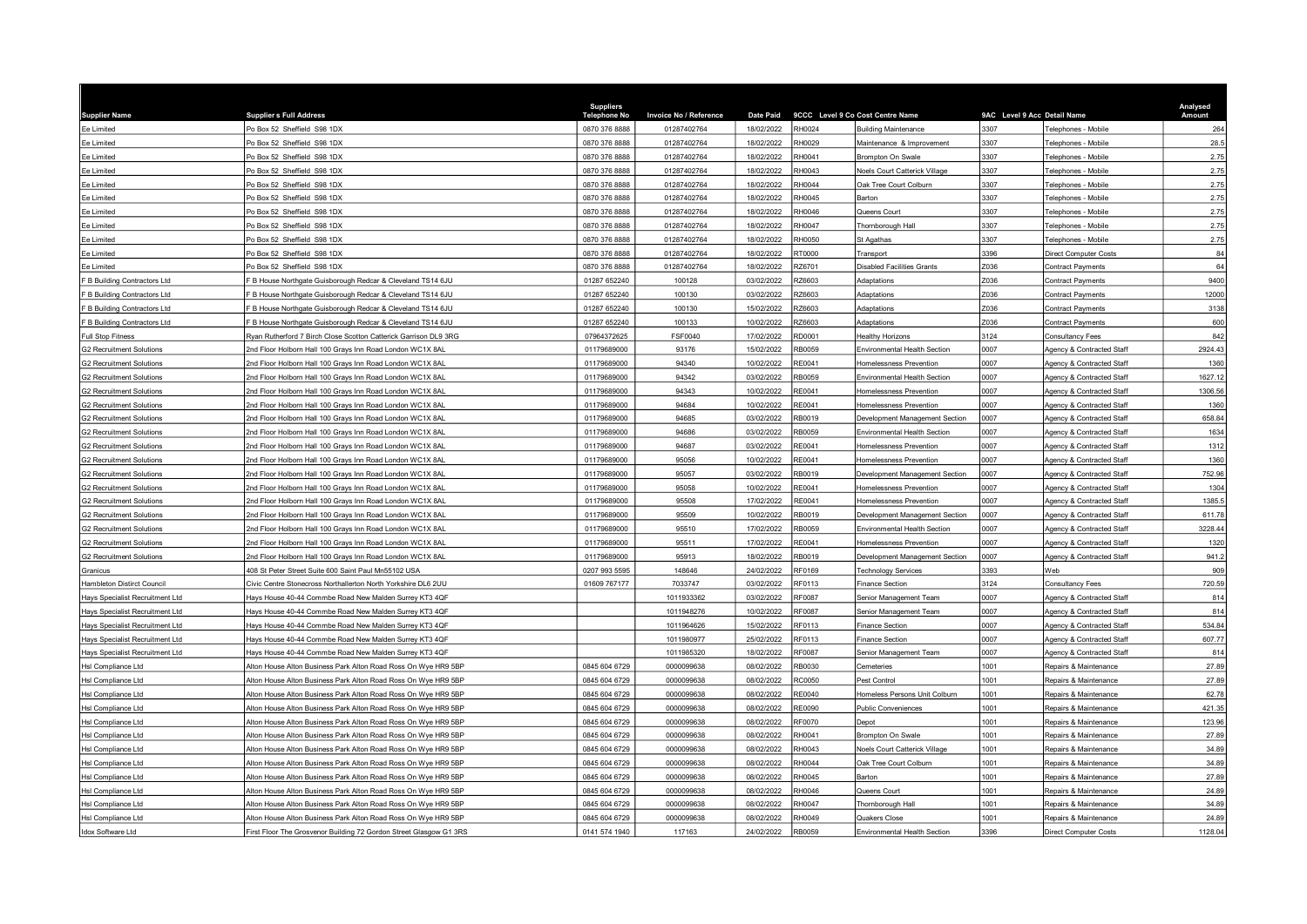| Supplier Name | Supplier s Full Address | Suppliers Telephone No | Invoice No / Reference | Date Paid | 9CCC | Level 9 Co Cost Centre Name | 9AC | Level 9 Acc Detail Name | Analysed Amount |
|---|---|---|---|---|---|---|---|---|---|
| Ee Limited | Po Box 52 Sheffield S98 1DX | 0870 376 8888 | 01287402764 | 18/02/2022 | RH0024 | Building Maintenance | 3307 | Telephones - Mobile | 264 |
| Ee Limited | Po Box 52 Sheffield S98 1DX | 0870 376 8888 | 01287402764 | 18/02/2022 | RH0029 | Maintenance & Improvement | 3307 | Telephones - Mobile | 28.5 |
| Ee Limited | Po Box 52 Sheffield S98 1DX | 0870 376 8888 | 01287402764 | 18/02/2022 | RH0041 | Brompton On Swale | 3307 | Telephones - Mobile | 2.75 |
| Ee Limited | Po Box 52 Sheffield S98 1DX | 0870 376 8888 | 01287402764 | 18/02/2022 | RH0043 | Noels Court Catterick Village | 3307 | Telephones - Mobile | 2.75 |
| Ee Limited | Po Box 52 Sheffield S98 1DX | 0870 376 8888 | 01287402764 | 18/02/2022 | RH0044 | Oak Tree Court Colburn | 3307 | Telephones - Mobile | 2.75 |
| Ee Limited | Po Box 52 Sheffield S98 1DX | 0870 376 8888 | 01287402764 | 18/02/2022 | RH0045 | Barton | 3307 | Telephones - Mobile | 2.75 |
| Ee Limited | Po Box 52 Sheffield S98 1DX | 0870 376 8888 | 01287402764 | 18/02/2022 | RH0046 | Queens Court | 3307 | Telephones - Mobile | 2.75 |
| Ee Limited | Po Box 52 Sheffield S98 1DX | 0870 376 8888 | 01287402764 | 18/02/2022 | RH0047 | Thornborough Hall | 3307 | Telephones - Mobile | 2.75 |
| Ee Limited | Po Box 52 Sheffield S98 1DX | 0870 376 8888 | 01287402764 | 18/02/2022 | RH0050 | St Agathas | 3307 | Telephones - Mobile | 2.75 |
| Ee Limited | Po Box 52 Sheffield S98 1DX | 0870 376 8888 | 01287402764 | 18/02/2022 | RT0000 | Transport | 3396 | Direct Computer Costs | 84 |
| Ee Limited | Po Box 52 Sheffield S98 1DX | 0870 376 8888 | 01287402764 | 18/02/2022 | RZ6701 | Disabled Facilities Grants | Z036 | Contract Payments | 64 |
| F B Building Contractors Ltd | F B House Northgate Guisborough Redcar & Cleveland TS14 6JU | 01287 652240 | 100128 | 03/02/2022 | RZ6603 | Adaptations | Z036 | Contract Payments | 9400 |
| F B Building Contractors Ltd | F B House Northgate Guisborough Redcar & Cleveland TS14 6JU | 01287 652240 | 100130 | 03/02/2022 | RZ6603 | Adaptations | Z036 | Contract Payments | 12000 |
| F B Building Contractors Ltd | F B House Northgate Guisborough Redcar & Cleveland TS14 6JU | 01287 652240 | 100130 | 15/02/2022 | RZ6603 | Adaptations | Z036 | Contract Payments | 3138 |
| F B Building Contractors Ltd | F B House Northgate Guisborough Redcar & Cleveland TS14 6JU | 01287 652240 | 100133 | 10/02/2022 | RZ6603 | Adaptations | Z036 | Contract Payments | 600 |
| Full Stop Fitness | Ryan Rutherford 7 Birch Close Scotton Catterick Garrison DL9 3RG | 07964372625 | FSF0040 | 17/02/2022 | RD0001 | Healthy Horizons | 3124 | Consultancy Fees | 842 |
| G2 Recruitment Solutions | 2nd Floor Holborn Hall 100 Grays Inn Road London WC1X 8AL | 01179689000 | 93176 | 15/02/2022 | RB0059 | Environmental Health Section | 0007 | Agency & Contracted Staff | 2924.43 |
| G2 Recruitment Solutions | 2nd Floor Holborn Hall 100 Grays Inn Road London WC1X 8AL | 01179689000 | 94340 | 10/02/2022 | RE0041 | Homelessness Prevention | 0007 | Agency & Contracted Staff | 1360 |
| G2 Recruitment Solutions | 2nd Floor Holborn Hall 100 Grays Inn Road London WC1X 8AL | 01179689000 | 94342 | 03/02/2022 | RB0059 | Environmental Health Section | 0007 | Agency & Contracted Staff | 1627.12 |
| G2 Recruitment Solutions | 2nd Floor Holborn Hall 100 Grays Inn Road London WC1X 8AL | 01179689000 | 94343 | 10/02/2022 | RE0041 | Homelessness Prevention | 0007 | Agency & Contracted Staff | 1306.56 |
| G2 Recruitment Solutions | 2nd Floor Holborn Hall 100 Grays Inn Road London WC1X 8AL | 01179689000 | 94684 | 10/02/2022 | RE0041 | Homelessness Prevention | 0007 | Agency & Contracted Staff | 1360 |
| G2 Recruitment Solutions | 2nd Floor Holborn Hall 100 Grays Inn Road London WC1X 8AL | 01179689000 | 94685 | 03/02/2022 | RB0019 | Development Management Section | 0007 | Agency & Contracted Staff | 658.84 |
| G2 Recruitment Solutions | 2nd Floor Holborn Hall 100 Grays Inn Road London WC1X 8AL | 01179689000 | 94686 | 03/02/2022 | RB0059 | Environmental Health Section | 0007 | Agency & Contracted Staff | 1634 |
| G2 Recruitment Solutions | 2nd Floor Holborn Hall 100 Grays Inn Road London WC1X 8AL | 01179689000 | 94687 | 03/02/2022 | RE0041 | Homelessness Prevention | 0007 | Agency & Contracted Staff | 1312 |
| G2 Recruitment Solutions | 2nd Floor Holborn Hall 100 Grays Inn Road London WC1X 8AL | 01179689000 | 95056 | 10/02/2022 | RE0041 | Homelessness Prevention | 0007 | Agency & Contracted Staff | 1360 |
| G2 Recruitment Solutions | 2nd Floor Holborn Hall 100 Grays Inn Road London WC1X 8AL | 01179689000 | 95057 | 03/02/2022 | RB0019 | Development Management Section | 0007 | Agency & Contracted Staff | 752.96 |
| G2 Recruitment Solutions | 2nd Floor Holborn Hall 100 Grays Inn Road London WC1X 8AL | 01179689000 | 95058 | 10/02/2022 | RE0041 | Homelessness Prevention | 0007 | Agency & Contracted Staff | 1304 |
| G2 Recruitment Solutions | 2nd Floor Holborn Hall 100 Grays Inn Road London WC1X 8AL | 01179689000 | 95508 | 17/02/2022 | RE0041 | Homelessness Prevention | 0007 | Agency & Contracted Staff | 1385.5 |
| G2 Recruitment Solutions | 2nd Floor Holborn Hall 100 Grays Inn Road London WC1X 8AL | 01179689000 | 95509 | 10/02/2022 | RB0019 | Development Management Section | 0007 | Agency & Contracted Staff | 611.78 |
| G2 Recruitment Solutions | 2nd Floor Holborn Hall 100 Grays Inn Road London WC1X 8AL | 01179689000 | 95510 | 17/02/2022 | RB0059 | Environmental Health Section | 0007 | Agency & Contracted Staff | 3228.44 |
| G2 Recruitment Solutions | 2nd Floor Holborn Hall 100 Grays Inn Road London WC1X 8AL | 01179689000 | 95511 | 17/02/2022 | RE0041 | Homelessness Prevention | 0007 | Agency & Contracted Staff | 1320 |
| G2 Recruitment Solutions | 2nd Floor Holborn Hall 100 Grays Inn Road London WC1X 8AL | 01179689000 | 95913 | 18/02/2022 | RB0019 | Development Management Section | 0007 | Agency & Contracted Staff | 941.2 |
| Granicus | 408 St Peter Street Suite 600 Saint Paul Mn55102 USA | 0207 993 5595 | 148646 | 24/02/2022 | RF0169 | Technology Services | 3393 | Web | 909 |
| Hambleton Distirct Council | Civic Centre Stonecross Northallerton North Yorkshire DL6 2UU | 01609 767177 | 7033747 | 03/02/2022 | RF0113 | Finance Section | 3124 | Consultancy Fees | 720.59 |
| Hays Specialist Recruitment Ltd | Hays House 40-44 Commbe Road New Malden Surrey KT3 4QF | | 1011933362 | 03/02/2022 | RF0087 | Senior Management Team | 0007 | Agency & Contracted Staff | 814 |
| Hays Specialist Recruitment Ltd | Hays House 40-44 Commbe Road New Malden Surrey KT3 4QF | | 1011948276 | 10/02/2022 | RF0087 | Senior Management Team | 0007 | Agency & Contracted Staff | 814 |
| Hays Specialist Recruitment Ltd | Hays House 40-44 Commbe Road New Malden Surrey KT3 4QF | | 1011964626 | 15/02/2022 | RF0113 | Finance Section | 0007 | Agency & Contracted Staff | 534.84 |
| Hays Specialist Recruitment Ltd | Hays House 40-44 Commbe Road New Malden Surrey KT3 4QF | | 1011980977 | 25/02/2022 | RF0113 | Finance Section | 0007 | Agency & Contracted Staff | 607.77 |
| Hays Specialist Recruitment Ltd | Hays House 40-44 Commbe Road New Malden Surrey KT3 4QF | | 1011985320 | 18/02/2022 | RF0087 | Senior Management Team | 0007 | Agency & Contracted Staff | 814 |
| Hsl Compliance Ltd | Alton House Alton Business Park Alton Road Ross On Wye HR9 5BP | 0845 604 6729 | 0000099638 | 08/02/2022 | RB0030 | Cemeteries | 1001 | Repairs & Maintenance | 27.89 |
| Hsl Compliance Ltd | Alton House Alton Business Park Alton Road Ross On Wye HR9 5BP | 0845 604 6729 | 0000099638 | 08/02/2022 | RC0050 | Pest Control | 1001 | Repairs & Maintenance | 27.89 |
| Hsl Compliance Ltd | Alton House Alton Business Park Alton Road Ross On Wye HR9 5BP | 0845 604 6729 | 0000099638 | 08/02/2022 | RE0040 | Homeless Persons Unit Colburn | 1001 | Repairs & Maintenance | 62.78 |
| Hsl Compliance Ltd | Alton House Alton Business Park Alton Road Ross On Wye HR9 5BP | 0845 604 6729 | 0000099638 | 08/02/2022 | RE0090 | Public Conveniences | 1001 | Repairs & Maintenance | 421.35 |
| Hsl Compliance Ltd | Alton House Alton Business Park Alton Road Ross On Wye HR9 5BP | 0845 604 6729 | 0000099638 | 08/02/2022 | RF0070 | Depot | 1001 | Repairs & Maintenance | 123.96 |
| Hsl Compliance Ltd | Alton House Alton Business Park Alton Road Ross On Wye HR9 5BP | 0845 604 6729 | 0000099638 | 08/02/2022 | RH0041 | Brompton On Swale | 1001 | Repairs & Maintenance | 27.89 |
| Hsl Compliance Ltd | Alton House Alton Business Park Alton Road Ross On Wye HR9 5BP | 0845 604 6729 | 0000099638 | 08/02/2022 | RH0043 | Noels Court Catterick Village | 1001 | Repairs & Maintenance | 34.89 |
| Hsl Compliance Ltd | Alton House Alton Business Park Alton Road Ross On Wye HR9 5BP | 0845 604 6729 | 0000099638 | 08/02/2022 | RH0044 | Oak Tree Court Colburn | 1001 | Repairs & Maintenance | 34.89 |
| Hsl Compliance Ltd | Alton House Alton Business Park Alton Road Ross On Wye HR9 5BP | 0845 604 6729 | 0000099638 | 08/02/2022 | RH0045 | Barton | 1001 | Repairs & Maintenance | 27.89 |
| Hsl Compliance Ltd | Alton House Alton Business Park Alton Road Ross On Wye HR9 5BP | 0845 604 6729 | 0000099638 | 08/02/2022 | RH0046 | Queens Court | 1001 | Repairs & Maintenance | 24.89 |
| Hsl Compliance Ltd | Alton House Alton Business Park Alton Road Ross On Wye HR9 5BP | 0845 604 6729 | 0000099638 | 08/02/2022 | RH0047 | Thornborough Hall | 1001 | Repairs & Maintenance | 34.89 |
| Hsl Compliance Ltd | Alton House Alton Business Park Alton Road Ross On Wye HR9 5BP | 0845 604 6729 | 0000099638 | 08/02/2022 | RH0049 | Quakers Close | 1001 | Repairs & Maintenance | 24.89 |
| Idox Software Ltd | First Floor The Grosvenor Building 72 Gordon Street Glasgow G1 3RS | 0141 574 1940 | 117163 | 24/02/2022 | RB0059 | Environmental Health Section | 3396 | Direct Computer Costs | 1128.04 |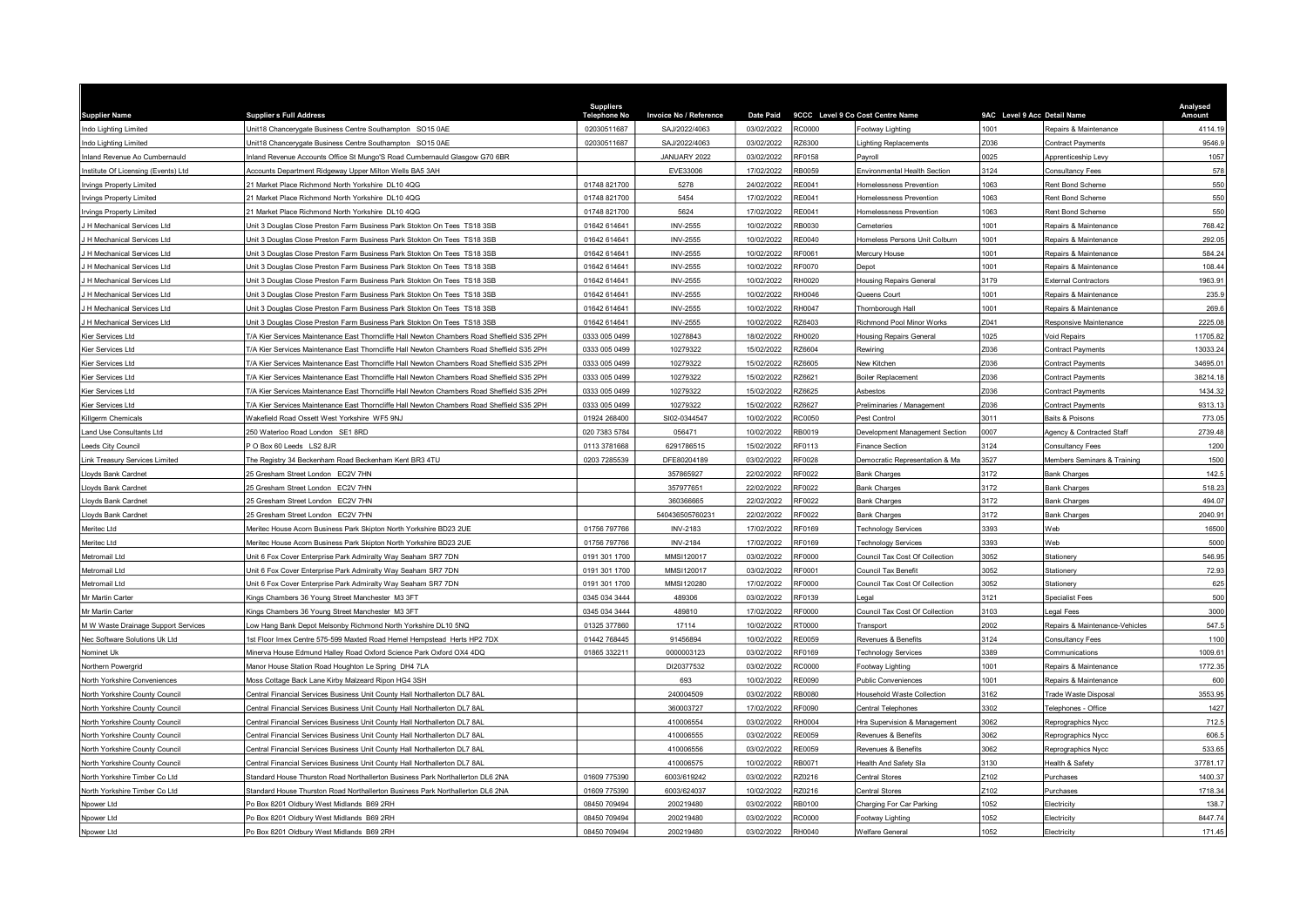| Supplier Name | Supplier s Full Address | Suppliers Telephone No | Invoice No / Reference | Date Paid | 9CCC Level 9 Co Cost Centre Name | | 9AC Level 9 Acc Detail Name | | Analysed Amount |
|---|---|---|---|---|---|---|---|---|---|
| Indo Lighting Limited | Unit18 Chancerygate Business Centre Southampton SO15 0AE | 02030511687 | SAJ/2022/4063 | 03/02/2022 | RC0000 | Footway Lighting | 1001 | Repairs & Maintenance | 4114.19 |
| Indo Lighting Limited | Unit18 Chancerygate Business Centre Southampton SO15 0AE | 02030511687 | SAJ/2022/4063 | 03/02/2022 | RZ6300 | Lighting Replacements | Z036 | Contract Payments | 9546.9 |
| Inland Revenue Ao Cumbernauld | Inland Revenue Accounts Office St Mungo'S Road Cumbernauld Glasgow G70 6BR | | JANUARY 2022 | 03/02/2022 | RF0158 | Payroll | 0025 | Apprenticeship Levy | 1057 |
| Institute Of Licensing (Events) Ltd | Accounts Department Ridgeway Upper Milton Wells BA5 3AH | | EVE33006 | 17/02/2022 | RB0059 | Environmental Health Section | 3124 | Consultancy Fees | 578 |
| Irvings Property Limited | 21 Market Place Richmond North Yorkshire DL10 4QG | 01748 821700 | 5278 | 24/02/2022 | RE0041 | Homelessness Prevention | 1063 | Rent Bond Scheme | 550 |
| Irvings Property Limited | 21 Market Place Richmond North Yorkshire DL10 4QG | 01748 821700 | 5454 | 17/02/2022 | RE0041 | Homelessness Prevention | 1063 | Rent Bond Scheme | 550 |
| Irvings Property Limited | 21 Market Place Richmond North Yorkshire DL10 4QG | 01748 821700 | 5624 | 17/02/2022 | RE0041 | Homelessness Prevention | 1063 | Rent Bond Scheme | 550 |
| J H Mechanical Services Ltd | Unit 3 Douglas Close Preston Farm Business Park Stockton On Tees TS18 3SB | 01642 614641 | INV-2555 | 10/02/2022 | RB0030 | Cemeteries | 1001 | Repairs & Maintenance | 768.42 |
| J H Mechanical Services Ltd | Unit 3 Douglas Close Preston Farm Business Park Stockton On Tees TS18 3SB | 01642 614641 | INV-2555 | 10/02/2022 | RE0040 | Homeless Persons Unit Colburn | 1001 | Repairs & Maintenance | 292.05 |
| J H Mechanical Services Ltd | Unit 3 Douglas Close Preston Farm Business Park Stockton On Tees TS18 3SB | 01642 614641 | INV-2555 | 10/02/2022 | RF0061 | Mercury House | 1001 | Repairs & Maintenance | 584.24 |
| J H Mechanical Services Ltd | Unit 3 Douglas Close Preston Farm Business Park Stockton On Tees TS18 3SB | 01642 614641 | INV-2555 | 10/02/2022 | RF0070 | Depot | 1001 | Repairs & Maintenance | 108.44 |
| J H Mechanical Services Ltd | Unit 3 Douglas Close Preston Farm Business Park Stockton On Tees TS18 3SB | 01642 614641 | INV-2555 | 10/02/2022 | RH0020 | Housing Repairs General | 3179 | External Contractors | 1963.91 |
| J H Mechanical Services Ltd | Unit 3 Douglas Close Preston Farm Business Park Stockton On Tees TS18 3SB | 01642 614641 | INV-2555 | 10/02/2022 | RH0046 | Queens Court | 1001 | Repairs & Maintenance | 235.9 |
| J H Mechanical Services Ltd | Unit 3 Douglas Close Preston Farm Business Park Stockton On Tees TS18 3SB | 01642 614641 | INV-2555 | 10/02/2022 | RH0047 | Thornborough Hall | 1001 | Repairs & Maintenance | 269.6 |
| J H Mechanical Services Ltd | Unit 3 Douglas Close Preston Farm Business Park Stockton On Tees TS18 3SB | 01642 614641 | INV-2555 | 10/02/2022 | RZ6403 | Richmond Pool Minor Works | Z041 | Responsive Maintenance | 2225.08 |
| Kier Services Ltd | T/A Kier Services Maintenance East Thorncliffe Hall Newton Chambers Road Sheffield S35 2PH | 0333 005 0499 | 10278843 | 18/02/2022 | RH0020 | Housing Repairs General | 1025 | Void Repairs | 11705.82 |
| Kier Services Ltd | T/A Kier Services Maintenance East Thorncliffe Hall Newton Chambers Road Sheffield S35 2PH | 0333 005 0499 | 10279322 | 15/02/2022 | RZ6604 | Rewiring | Z036 | Contract Payments | 13033.24 |
| Kier Services Ltd | T/A Kier Services Maintenance East Thorncliffe Hall Newton Chambers Road Sheffield S35 2PH | 0333 005 0499 | 10279322 | 15/02/2022 | RZ6605 | New Kitchen | Z036 | Contract Payments | 34695.01 |
| Kier Services Ltd | T/A Kier Services Maintenance East Thorncliffe Hall Newton Chambers Road Sheffield S35 2PH | 0333 005 0499 | 10279322 | 15/02/2022 | RZ6621 | Boiler Replacement | Z036 | Contract Payments | 38214.18 |
| Kier Services Ltd | T/A Kier Services Maintenance East Thorncliffe Hall Newton Chambers Road Sheffield S35 2PH | 0333 005 0499 | 10279322 | 15/02/2022 | RZ6625 | Asbestos | Z036 | Contract Payments | 1434.32 |
| Kier Services Ltd | T/A Kier Services Maintenance East Thorncliffe Hall Newton Chambers Road Sheffield S35 2PH | 0333 005 0499 | 10279322 | 15/02/2022 | RZ6627 | Preliminaries / Management | Z036 | Contract Payments | 9313.13 |
| Killgerm Chemicals | Wakefield Road Ossett West Yorkshire WF5 9NJ | 01924 268400 | SI02-0344547 | 10/02/2022 | RC0050 | Pest Control | 3011 | Baits & Poisons | 773.05 |
| Land Use Consultants Ltd | 250 Waterloo Road London SE1 8RD | 020 7383 5784 | 056471 | 10/02/2022 | RB0019 | Development Management Section | 0007 | Agency & Contracted Staff | 2739.48 |
| Leeds City Council | P O Box 60 Leeds LS2 8JR | 0113 3781668 | 6291786515 | 15/02/2022 | RF0113 | Finance Section | 3124 | Consultancy Fees | 1200 |
| Link Treasury Services Limited | The Registry 34 Beckenham Road Beckenham Kent BR3 4TU | 0203 7285539 | DFE80204189 | 03/02/2022 | RF0028 | Democratic Representation & Ma | 3527 | Members Seminars & Training | 1500 |
| Lloyds Bank Cardnet | 25 Gresham Street London EC2V 7HN | | 357865927 | 22/02/2022 | RF0022 | Bank Charges | 3172 | Bank Charges | 142.5 |
| Lloyds Bank Cardnet | 25 Gresham Street London EC2V 7HN | | 357977651 | 22/02/2022 | RF0022 | Bank Charges | 3172 | Bank Charges | 518.23 |
| Lloyds Bank Cardnet | 25 Gresham Street London EC2V 7HN | | 360366665 | 22/02/2022 | RF0022 | Bank Charges | 3172 | Bank Charges | 494.07 |
| Lloyds Bank Cardnet | 25 Gresham Street London EC2V 7HN | | 540436505760231 | 22/02/2022 | RF0022 | Bank Charges | 3172 | Bank Charges | 2040.91 |
| Meritec Ltd | Meritec House Acorn Business Park Skipton North Yorkshire BD23 2UE | 01756 797766 | INV-2183 | 17/02/2022 | RF0169 | Technology Services | 3393 | Web | 16500 |
| Meritec Ltd | Meritec House Acorn Business Park Skipton North Yorkshire BD23 2UE | 01756 797766 | INV-2184 | 17/02/2022 | RF0169 | Technology Services | 3393 | Web | 5000 |
| Metromail Ltd | Unit 6 Fox Cover Enterprise Park Admiralty Way Seaham SR7 7DN | 0191 301 1700 | MMSI120017 | 03/02/2022 | RF0000 | Council Tax Cost Of Collection | 3052 | Stationery | 546.95 |
| Metromail Ltd | Unit 6 Fox Cover Enterprise Park Admiralty Way Seaham SR7 7DN | 0191 301 1700 | MMSI120017 | 03/02/2022 | RF0001 | Council Tax Benefit | 3052 | Stationery | 72.93 |
| Metromail Ltd | Unit 6 Fox Cover Enterprise Park Admiralty Way Seaham SR7 7DN | 0191 301 1700 | MMSI120280 | 17/02/2022 | RF0000 | Council Tax Cost Of Collection | 3052 | Stationery | 625 |
| Mr Martin Carter | Kings Chambers 36 Young Street Manchester M3 3FT | 0345 034 3444 | 489306 | 03/02/2022 | RF0139 | Legal | 3121 | Specialist Fees | 500 |
| Mr Martin Carter | Kings Chambers 36 Young Street Manchester M3 3FT | 0345 034 3444 | 489810 | 17/02/2022 | RF0000 | Council Tax Cost Of Collection | 3103 | Legal Fees | 3000 |
| M W Waste Drainage Support Services | Low Hang Bank Depot Melsonby Richmond North Yorkshire DL10 5NQ | 01325 377860 | 17114 | 10/02/2022 | RT0000 | Transport | 2002 | Repairs & Maintenance-Vehicles | 547.5 |
| Nec Software Solutions Uk Ltd | 1st Floor Imex Centre 575-599 Maxted Road Hemel Hempstead Herts HP2 7DX | 01442 768445 | 91456894 | 10/02/2022 | RE0059 | Revenues & Benefits | 3124 | Consultancy Fees | 1100 |
| Nominet Uk | Minerva House Edmund Halley Road Oxford Science Park Oxford OX4 4DQ | 01865 332211 | 0000003123 | 03/02/2022 | RF0169 | Technology Services | 3389 | Communications | 1009.61 |
| Northern Powergrid | Manor House Station Road Houghton Le Spring DH4 7LA | | DI20377532 | 03/02/2022 | RC0000 | Footway Lighting | 1001 | Repairs & Maintenance | 1772.35 |
| North Yorkshire Conveniences | Moss Cottage Back Lane Kirby Malzeard Ripon HG4 3SH | | 693 | 10/02/2022 | RE0090 | Public Conveniences | 1001 | Repairs & Maintenance | 600 |
| North Yorkshire County Council | Central Financial Services Business Unit County Hall Northallerton DL7 8AL | | 240004509 | 03/02/2022 | RB0080 | Household Waste Collection | 3162 | Trade Waste Disposal | 3553.95 |
| North Yorkshire County Council | Central Financial Services Business Unit County Hall Northallerton DL7 8AL | | 360003727 | 17/02/2022 | RF0090 | Central Telephones | 3302 | Telephones - Office | 1427 |
| North Yorkshire County Council | Central Financial Services Business Unit County Hall Northallerton DL7 8AL | | 410006554 | 03/02/2022 | RH0004 | Hra Supervision & Management | 3062 | Reprographics Nycc | 712.5 |
| North Yorkshire County Council | Central Financial Services Business Unit County Hall Northallerton DL7 8AL | | 410006555 | 03/02/2022 | RE0059 | Revenues & Benefits | 3062 | Reprographics Nycc | 606.5 |
| North Yorkshire County Council | Central Financial Services Business Unit County Hall Northallerton DL7 8AL | | 410006556 | 03/02/2022 | RE0059 | Revenues & Benefits | 3062 | Reprographics Nycc | 533.65 |
| North Yorkshire County Council | Central Financial Services Business Unit County Hall Northallerton DL7 8AL | | 410006575 | 10/02/2022 | RB0071 | Health And Safety Sla | 3130 | Health & Safety | 37781.17 |
| North Yorkshire Timber Co Ltd | Standard House Thurston Road Northallerton Business Park Northallerton DL6 2NA | 01609 775390 | 6003/619242 | 03/02/2022 | RZ0216 | Central Stores | Z102 | Purchases | 1400.37 |
| North Yorkshire Timber Co Ltd | Standard House Thurston Road Northallerton Business Park Northallerton DL6 2NA | 01609 775390 | 6003/624037 | 10/02/2022 | RZ0216 | Central Stores | Z102 | Purchases | 1718.34 |
| Npower Ltd | Po Box 8201 Oldbury West Midlands B69 2RH | 08450 709494 | 200219480 | 03/02/2022 | RB0100 | Charging For Car Parking | 1052 | Electricity | 138.7 |
| Npower Ltd | Po Box 8201 Oldbury West Midlands B69 2RH | 08450 709494 | 200219480 | 03/02/2022 | RC0000 | Footway Lighting | 1052 | Electricity | 8447.74 |
| Npower Ltd | Po Box 8201 Oldbury West Midlands B69 2RH | 08450 709494 | 200219480 | 03/02/2022 | RH0040 | Welfare General | 1052 | Electricity | 171.45 |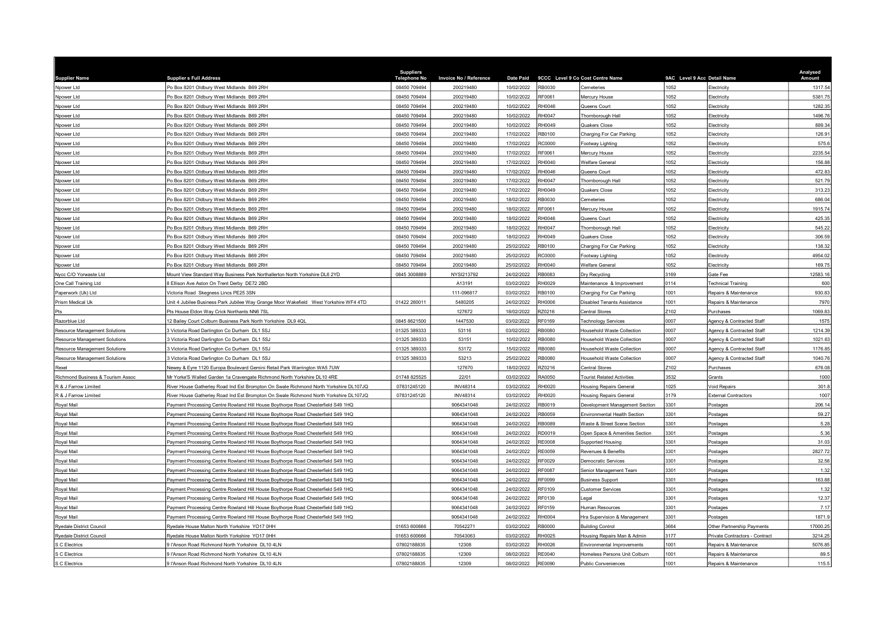| Supplier Name | Supplier s Full Address | Suppliers Telephone No | Invoice No / Reference | Date Paid | 9CCC | Level 9 Co Cost Centre Name | 9AC | Level 9 Acc Detail Name | Analysed Amount |
|---|---|---|---|---|---|---|---|---|---|
| Npower Ltd | Po Box 8201 Oldbury West Midlands B69 2RH | 08450 709494 | 200219480 | 10/02/2022 | RB0030 | Cemeteries | 1052 | Electricity | 1317.54 |
| Npower Ltd | Po Box 8201 Oldbury West Midlands B69 2RH | 08450 709494 | 200219480 | 10/02/2022 | RF0061 | Mercury House | 1052 | Electricity | 5381.75 |
| Npower Ltd | Po Box 8201 Oldbury West Midlands B69 2RH | 08450 709494 | 200219480 | 10/02/2022 | RH0046 | Queens Court | 1052 | Electricity | 1282.35 |
| Npower Ltd | Po Box 8201 Oldbury West Midlands B69 2RH | 08450 709494 | 200219480 | 10/02/2022 | RH0047 | Thornborough Hall | 1052 | Electricity | 1496.76 |
| Npower Ltd | Po Box 8201 Oldbury West Midlands B69 2RH | 08450 709494 | 200219480 | 10/02/2022 | RH0049 | Quakers Close | 1052 | Electricity | 889.34 |
| Npower Ltd | Po Box 8201 Oldbury West Midlands B69 2RH | 08450 709494 | 200219480 | 17/02/2022 | RB0100 | Charging For Car Parking | 1052 | Electricity | 126.91 |
| Npower Ltd | Po Box 8201 Oldbury West Midlands B69 2RH | 08450 709494 | 200219480 | 17/02/2022 | RC0000 | Footway Lighting | 1052 | Electricity | 575.6 |
| Npower Ltd | Po Box 8201 Oldbury West Midlands B69 2RH | 08450 709494 | 200219480 | 17/02/2022 | RF0061 | Mercury House | 1052 | Electricity | 2235.54 |
| Npower Ltd | Po Box 8201 Oldbury West Midlands B69 2RH | 08450 709494 | 200219480 | 17/02/2022 | RH0040 | Welfare General | 1052 | Electricity | 156.88 |
| Npower Ltd | Po Box 8201 Oldbury West Midlands B69 2RH | 08450 709494 | 200219480 | 17/02/2022 | RH0046 | Queens Court | 1052 | Electricity | 472.83 |
| Npower Ltd | Po Box 8201 Oldbury West Midlands B69 2RH | 08450 709494 | 200219480 | 17/02/2022 | RH0047 | Thornborough Hall | 1052 | Electricity | 521.79 |
| Npower Ltd | Po Box 8201 Oldbury West Midlands B69 2RH | 08450 709494 | 200219480 | 17/02/2022 | RH0049 | Quakers Close | 1052 | Electricity | 313.23 |
| Npower Ltd | Po Box 8201 Oldbury West Midlands B69 2RH | 08450 709494 | 200219480 | 18/02/2022 | RB0030 | Cemeteries | 1052 | Electricity | 686.04 |
| Npower Ltd | Po Box 8201 Oldbury West Midlands B69 2RH | 08450 709494 | 200219480 | 18/02/2022 | RF0061 | Mercury House | 1052 | Electricity | 1915.74 |
| Npower Ltd | Po Box 8201 Oldbury West Midlands B69 2RH | 08450 709494 | 200219480 | 18/02/2022 | RH0046 | Queens Court | 1052 | Electricity | 425.35 |
| Npower Ltd | Po Box 8201 Oldbury West Midlands B69 2RH | 08450 709494 | 200219480 | 18/02/2022 | RH0047 | Thornborough Hall | 1052 | Electricity | 545.22 |
| Npower Ltd | Po Box 8201 Oldbury West Midlands B69 2RH | 08450 709494 | 200219480 | 18/02/2022 | RH0049 | Quakers Close | 1052 | Electricity | 306.59 |
| Npower Ltd | Po Box 8201 Oldbury West Midlands B69 2RH | 08450 709494 | 200219480 | 25/02/2022 | RB0100 | Charging For Car Parking | 1052 | Electricity | 138.32 |
| Npower Ltd | Po Box 8201 Oldbury West Midlands B69 2RH | 08450 709494 | 200219480 | 25/02/2022 | RC0000 | Footway Lighting | 1052 | Electricity | 4954.02 |
| Npower Ltd | Po Box 8201 Oldbury West Midlands B69 2RH | 08450 709494 | 200219480 | 25/02/2022 | RH0040 | Welfare General | 1052 | Electricity | 169.75 |
| Nycc C/O Yorwaste Ltd | Mount View Standard Way Business Park Northallerton North Yorkshire DL6 2YD | 0845 3008889 | NYSI213792 | 24/02/2022 | RB0083 | Dry Recycling | 3169 | Gate Fee | 12583.16 |
| One Call Training Ltd | 8 Ellison Ave Aston On Trent Derby DE72 2BD | | A13191 | 03/02/2022 | RH0029 | Maintenance & Improvement | 0114 | Technical Training | 600 |
| Paperwork (Uk) Ltd | Victoria Road Skegness Lincs PE25 3SN | | 111-096817 | 03/02/2022 | RB0100 | Charging For Car Parking | 1001 | Repairs & Maintenance | 930.83 |
| Prism Medical Uk | Unit 4 Jubilee Business Park Jubilee Way Grange Moor Wakefield West Yorkshire WF4 4TD | 01422 260011 | 5480205 | 24/02/2022 | RH0006 | Disabled Tenants Assistance | 1001 | Repairs & Maintenance | 7970 |
| Pts | Pts House Eldon Way Crick Northants NN6 7SL | | 127672 | 18/02/2022 | RZ0216 | Central Stores | Z102 | Purchases | 1069.83 |
| Razorblue Ltd | 12 Bailey Court Colburn Business Park North Yorkshire DL9 4QL | 0845 8621500 | 1447530 | 03/02/2022 | RF0169 | Technology Services | 0007 | Agency & Contracted Staff | 1575 |
| Resource Management Solutions | 3 Victoria Road Darlington Co Durham DL1 5SJ | 01325 389333 | 53116 | 03/02/2022 | RB0080 | Household Waste Collection | 0007 | Agency & Contracted Staff | 1214.39 |
| Resource Management Solutions | 3 Victoria Road Darlington Co Durham DL1 5SJ | 01325 389333 | 53151 | 10/02/2022 | RB0080 | Household Waste Collection | 0007 | Agency & Contracted Staff | 1021.63 |
| Resource Management Solutions | 3 Victoria Road Darlington Co Durham DL1 5SJ | 01325 389333 | 53172 | 15/02/2022 | RB0080 | Household Waste Collection | 0007 | Agency & Contracted Staff | 1176.85 |
| Resource Management Solutions | 3 Victoria Road Darlington Co Durham DL1 5SJ | 01325 389333 | 53213 | 25/02/2022 | RB0080 | Household Waste Collection | 0007 | Agency & Contracted Staff | 1040.76 |
| Rexel | Newey & Eyre 1120 Europa Boulevard Gemini Retail Park Warrington WA5 7UW | | 127670 | 18/02/2022 | RZ0216 | Central Stores | Z102 | Purchases | 676.08 |
| Richmond Business & Tourism Assoc | Mr Yorke'S Walled Garden 1a Cravengate Richmond North Yorkshire DL10 4RE | 01748 825525 | 22/01 | 03/02/2022 | RA0050 | Tourist Related Activities | 3532 | Grants | 1000 |
| R & J Farrow Limited | River House Gatherley Road Ind Est Brompton On Swale Richmond North Yorkshire DL107JQ | 07831245120 | INV48314 | 03/02/2022 | RH0020 | Housing Repairs General | 1025 | Void Repairs | 301.8 |
| R & J Farrow Limited | River House Gatherley Road Ind Est Brompton On Swale Richmond North Yorkshire DL107JQ | 07831245120 | INV48314 | 03/02/2022 | RH0020 | Housing Repairs General | 3179 | External Contractors | 1007 |
| Royal Mail | Payment Processing Centre Rowland Hill House Boythorpe Road Chesterfield S49 1HQ | | 9064341048 | 24/02/2022 | RB0019 | Development Management Section | 3301 | Postages | 206.14 |
| Royal Mail | Payment Processing Centre Rowland Hill House Boythorpe Road Chesterfield S49 1HQ | | 9064341048 | 24/02/2022 | RB0059 | Environmental Health Section | 3301 | Postages | 59.27 |
| Royal Mail | Payment Processing Centre Rowland Hill House Boythorpe Road Chesterfield S49 1HQ | | 9064341048 | 24/02/2022 | RB0089 | Waste & Street Scene Section | 3301 | Postages | 5.28 |
| Royal Mail | Payment Processing Centre Rowland Hill House Boythorpe Road Chesterfield S49 1HQ | | 9064341048 | 24/02/2022 | RD0019 | Open Space & Amenities Section | 3301 | Postages | 5.36 |
| Royal Mail | Payment Processing Centre Rowland Hill House Boythorpe Road Chesterfield S49 1HQ | | 9064341048 | 24/02/2022 | RE0008 | Supported Housing | 3301 | Postages | 31.03 |
| Royal Mail | Payment Processing Centre Rowland Hill House Boythorpe Road Chesterfield S49 1HQ | | 9064341048 | 24/02/2022 | RE0059 | Revenues & Benefits | 3301 | Postages | 2827.72 |
| Royal Mail | Payment Processing Centre Rowland Hill House Boythorpe Road Chesterfield S49 1HQ | | 9064341048 | 24/02/2022 | RF0029 | Democratic Services | 3301 | Postages | 32.56 |
| Royal Mail | Payment Processing Centre Rowland Hill House Boythorpe Road Chesterfield S49 1HQ | | 9064341048 | 24/02/2022 | RF0087 | Senior Management Team | 3301 | Postages | 1.32 |
| Royal Mail | Payment Processing Centre Rowland Hill House Boythorpe Road Chesterfield S49 1HQ | | 9064341048 | 24/02/2022 | RF0099 | Business Support | 3301 | Postages | 163.88 |
| Royal Mail | Payment Processing Centre Rowland Hill House Boythorpe Road Chesterfield S49 1HQ | | 9064341048 | 24/02/2022 | RF0109 | Customer Services | 3301 | Postages | 1.32 |
| Royal Mail | Payment Processing Centre Rowland Hill House Boythorpe Road Chesterfield S49 1HQ | | 9064341048 | 24/02/2022 | RF0139 | Legal | 3301 | Postages | 12.37 |
| Royal Mail | Payment Processing Centre Rowland Hill House Boythorpe Road Chesterfield S49 1HQ | | 9064341048 | 24/02/2022 | RF0159 | Human Resources | 3301 | Postages | 7.17 |
| Royal Mail | Payment Processing Centre Rowland Hill House Boythorpe Road Chesterfield S49 1HQ | | 9064341048 | 24/02/2022 | RH0004 | Hra Supervision & Management | 3301 | Postages | 1871.9 |
| Ryedale District Council | Ryedale House Malton North Yorkshire YO17 0HH | 01653 600666 | 70542271 | 03/02/2022 | RB0000 | Building Control | 3684 | Other Partnership Payments | 17000.25 |
| Ryedale District Council | Ryedale House Malton North Yorkshire YO17 0HH | 01653 600666 | 70543063 | 03/02/2022 | RH0025 | Housing Repairs Man & Admin | 3177 | Private Contractors - Contract | 3214.25 |
| S C Electrics | 9 I'Anson Road Richmond North Yorkshire DL10 4LN | 07802188835 | 12308 | 03/02/2022 | RH0026 | Environmental Improvements | 1001 | Repairs & Maintenance | 5076.85 |
| S C Electrics | 9 I'Anson Road Richmond North Yorkshire DL10 4LN | 07802188835 | 12309 | 08/02/2022 | RE0040 | Homeless Persons Unit Colburn | 1001 | Repairs & Maintenance | 89.5 |
| S C Electrics | 9 I'Anson Road Richmond North Yorkshire DL10 4LN | 07802188835 | 12309 | 08/02/2022 | RE0090 | Public Conveniences | 1001 | Repairs & Maintenance | 115.5 |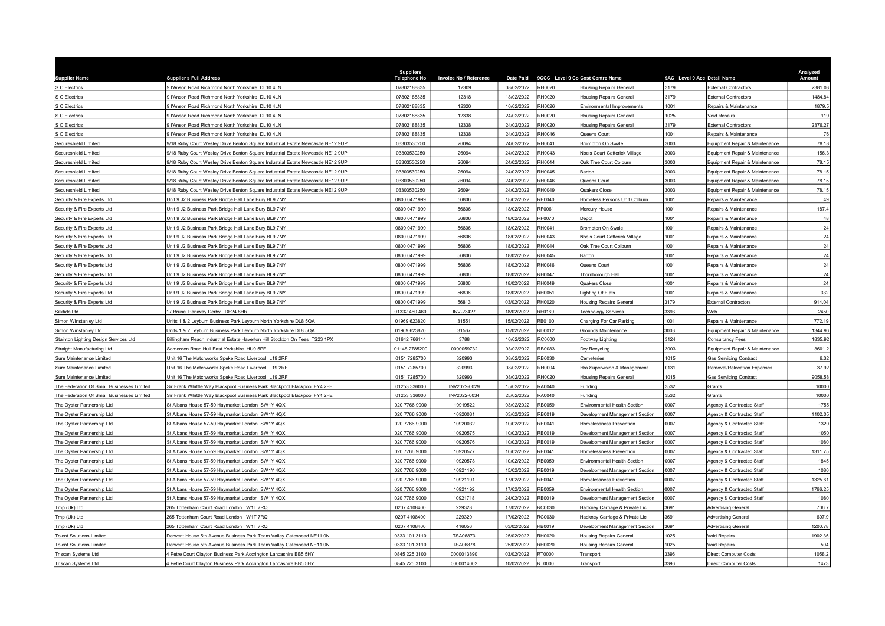| Supplier Name | Supplier s Full Address | Suppliers Telephone No | Invoice No / Reference | Date Paid | 9CCC | Level 9 Co Cost Centre Name | 9AC | Level 9 Acc Detail Name | Analysed Amount |
|---|---|---|---|---|---|---|---|---|---|
| S C Electrics | 9 I'Anson Road Richmond North Yorkshire DL10 4LN | 07802188835 | 12309 | 08/02/2022 | RH0020 | Housing Repairs General | 3179 | External Contractors | 2381.03 |
| S C Electrics | 9 I'Anson Road Richmond North Yorkshire DL10 4LN | 07802188835 | 12318 | 18/02/2022 | RH0020 | Housing Repairs General | 3179 | External Contractors | 1484.84 |
| S C Electrics | 9 I'Anson Road Richmond North Yorkshire DL10 4LN | 07802188835 | 12320 | 10/02/2022 | RH0026 | Environmental Improvements | 1001 | Repairs & Maintenance | 1879.5 |
| S C Electrics | 9 I'Anson Road Richmond North Yorkshire DL10 4LN | 07802188835 | 12338 | 24/02/2022 | RH0020 | Housing Repairs General | 1025 | Void Repairs | 119 |
| S C Electrics | 9 I'Anson Road Richmond North Yorkshire DL10 4LN | 07802188835 | 12338 | 24/02/2022 | RH0020 | Housing Repairs General | 3179 | External Contractors | 2376.27 |
| S C Electrics | 9 I'Anson Road Richmond North Yorkshire DL10 4LN | 07802188835 | 12338 | 24/02/2022 | RH0046 | Queens Court | 1001 | Repairs & Maintenance | 76 |
| Secureshield Limited | 9/18 Ruby Court Wesley Drive Benton Square Industrial Estate Newcastle NE12 9UP | 03303530250 | 26094 | 24/02/2022 | RH0041 | Brompton On Swale | 3003 | Equipment Repair & Maintenance | 78.18 |
| Secureshield Limited | 9/18 Ruby Court Wesley Drive Benton Square Industrial Estate Newcastle NE12 9UP | 03303530250 | 26094 | 24/02/2022 | RH0043 | Noels Court Catterick Village | 3003 | Equipment Repair & Maintenance | 156.3 |
| Secureshield Limited | 9/18 Ruby Court Wesley Drive Benton Square Industrial Estate Newcastle NE12 9UP | 03303530250 | 26094 | 24/02/2022 | RH0044 | Oak Tree Court Colburn | 3003 | Equipment Repair & Maintenance | 78.15 |
| Secureshield Limited | 9/18 Ruby Court Wesley Drive Benton Square Industrial Estate Newcastle NE12 9UP | 03303530250 | 26094 | 24/02/2022 | RH0045 | Barton | 3003 | Equipment Repair & Maintenance | 78.15 |
| Secureshield Limited | 9/18 Ruby Court Wesley Drive Benton Square Industrial Estate Newcastle NE12 9UP | 03303530250 | 26094 | 24/02/2022 | RH0046 | Queens Court | 3003 | Equipment Repair & Maintenance | 78.15 |
| Secureshield Limited | 9/18 Ruby Court Wesley Drive Benton Square Industrial Estate Newcastle NE12 9UP | 03303530250 | 26094 | 24/02/2022 | RH0049 | Quakers Close | 3003 | Equipment Repair & Maintenance | 78.15 |
| Security & Fire Experts Ltd | Unit 9 J2 Business Park Bridge Hall Lane Bury BL9 7NY | 0800 0471999 | 56806 | 18/02/2022 | RE0040 | Homeless Persons Unit Colburn | 1001 | Repairs & Maintenance | 49 |
| Security & Fire Experts Ltd | Unit 9 J2 Business Park Bridge Hall Lane Bury BL9 7NY | 0800 0471999 | 56806 | 18/02/2022 | RF0061 | Mercury House | 1001 | Repairs & Maintenance | 187.4 |
| Security & Fire Experts Ltd | Unit 9 J2 Business Park Bridge Hall Lane Bury BL9 7NY | 0800 0471999 | 56806 | 18/02/2022 | RF0070 | Depot | 1001 | Repairs & Maintenance | 48 |
| Security & Fire Experts Ltd | Unit 9 J2 Business Park Bridge Hall Lane Bury BL9 7NY | 0800 0471999 | 56806 | 18/02/2022 | RH0041 | Brompton On Swale | 1001 | Repairs & Maintenance | 24 |
| Security & Fire Experts Ltd | Unit 9 J2 Business Park Bridge Hall Lane Bury BL9 7NY | 0800 0471999 | 56806 | 18/02/2022 | RH0043 | Noels Court Catterick Village | 1001 | Repairs & Maintenance | 24 |
| Security & Fire Experts Ltd | Unit 9 J2 Business Park Bridge Hall Lane Bury BL9 7NY | 0800 0471999 | 56806 | 18/02/2022 | RH0044 | Oak Tree Court Colburn | 1001 | Repairs & Maintenance | 24 |
| Security & Fire Experts Ltd | Unit 9 J2 Business Park Bridge Hall Lane Bury BL9 7NY | 0800 0471999 | 56806 | 18/02/2022 | RH0045 | Barton | 1001 | Repairs & Maintenance | 24 |
| Security & Fire Experts Ltd | Unit 9 J2 Business Park Bridge Hall Lane Bury BL9 7NY | 0800 0471999 | 56806 | 18/02/2022 | RH0046 | Queens Court | 1001 | Repairs & Maintenance | 24 |
| Security & Fire Experts Ltd | Unit 9 J2 Business Park Bridge Hall Lane Bury BL9 7NY | 0800 0471999 | 56806 | 18/02/2022 | RH0047 | Thornborough Hall | 1001 | Repairs & Maintenance | 24 |
| Security & Fire Experts Ltd | Unit 9 J2 Business Park Bridge Hall Lane Bury BL9 7NY | 0800 0471999 | 56806 | 18/02/2022 | RH0049 | Quakers Close | 1001 | Repairs & Maintenance | 24 |
| Security & Fire Experts Ltd | Unit 9 J2 Business Park Bridge Hall Lane Bury BL9 7NY | 0800 0471999 | 56806 | 18/02/2022 | RH0051 | Lighting Of Flats | 1001 | Repairs & Maintenance | 332 |
| Security & Fire Experts Ltd | Unit 9 J2 Business Park Bridge Hall Lane Bury BL9 7NY | 0800 0471999 | 56813 | 03/02/2022 | RH0020 | Housing Repairs General | 3179 | External Contractors | 914.04 |
| Silktide Ltd | 17 Brunel Parkway Derby DE24 8HR | 01332 460 460 | INV-23427 | 18/02/2022 | RF0169 | Technology Services | 3393 | Web | 2450 |
| Simon Winstanley Ltd | Units 1 & 2 Leyburn Business Park Leyburn North Yorkshire DL8 5QA | 01969 623820 | 31551 | 15/02/2022 | RB0100 | Charging For Car Parking | 1001 | Repairs & Maintenance | 772.19 |
| Simon Winstanley Ltd | Units 1 & 2 Leyburn Business Park Leyburn North Yorkshire DL8 5QA | 01969 623820 | 31567 | 15/02/2022 | RD0012 | Grounds Maintenance | 3003 | Equipment Repair & Maintenance | 1344.96 |
| Stainton Lighting Design Services Ltd | Billingham Reach Industrial Estate Haverton Hill Stockton On Tees TS23 1PX | 01642 766114 | 3788 | 10/02/2022 | RC0000 | Footway Lighting | 3124 | Consultancy Fees | 1835.92 |
| Straight Manufacturing Ltd | Somerden Road Hull East Yorkshire HU9 5PE | 01148 2785200 | 0000059732 | 03/02/2022 | RB0083 | Dry Recycling | 3003 | Equipment Repair & Maintenance | 3601.2 |
| Sure Maintenance Limited | Unit 16 The Matchworks Speke Road Liverpool L19 2RF | 0151 7285700 | 320993 | 08/02/2022 | RB0030 | Cemeteries | 1015 | Gas Servicing Contract | 6.32 |
| Sure Maintenance Limited | Unit 16 The Matchworks Speke Road Liverpool L19 2RF | 0151 7285700 | 320993 | 08/02/2022 | RH0004 | Hra Supervision & Management | 0131 | Removal/Relocation Expenses | 37.92 |
| Sure Maintenance Limited | Unit 16 The Matchworks Speke Road Liverpool L19 2RF | 0151 7285700 | 320993 | 08/02/2022 | RH0020 | Housing Repairs General | 1015 | Gas Servicing Contract | 9058.58 |
| The Federation Of Small Businesses Limited | Sir Frank Whittle Way Blackpool Business Park Blackpool Blackpool FY4 2FE | 01253 336000 | INV2022-0029 | 15/02/2022 | RA0040 | Funding | 3532 | Grants | 10000 |
| The Federation Of Small Businesses Limited | Sir Frank Whittle Way Blackpool Business Park Blackpool Blackpool FY4 2FE | 01253 336000 | INV2022-0034 | 25/02/2022 | RA0040 | Funding | 3532 | Grants | 10000 |
| The Oyster Partnership Ltd | St Albans House 57-59 Haymarket London SW1Y 4QX | 020 7766 9000 | 10919522 | 03/02/2022 | RB0059 | Environmental Health Section | 0007 | Agency & Contracted Staff | 1755 |
| The Oyster Partnership Ltd | St Albans House 57-59 Haymarket London SW1Y 4QX | 020 7766 9000 | 10920031 | 03/02/2022 | RB0019 | Development Management Section | 0007 | Agency & Contracted Staff | 1102.05 |
| The Oyster Partnership Ltd | St Albans House 57-59 Haymarket London SW1Y 4QX | 020 7766 9000 | 10920032 | 10/02/2022 | RE0041 | Homelessness Prevention | 0007 | Agency & Contracted Staff | 1320 |
| The Oyster Partnership Ltd | St Albans House 57-59 Haymarket London SW1Y 4QX | 020 7766 9000 | 10920575 | 10/02/2022 | RB0019 | Development Management Section | 0007 | Agency & Contracted Staff | 1050 |
| The Oyster Partnership Ltd | St Albans House 57-59 Haymarket London SW1Y 4QX | 020 7766 9000 | 10920576 | 10/02/2022 | RB0019 | Development Management Section | 0007 | Agency & Contracted Staff | 1080 |
| The Oyster Partnership Ltd | St Albans House 57-59 Haymarket London SW1Y 4QX | 020 7766 9000 | 10920577 | 10/02/2022 | RE0041 | Homelessness Prevention | 0007 | Agency & Contracted Staff | 1311.75 |
| The Oyster Partnership Ltd | St Albans House 57-59 Haymarket London SW1Y 4QX | 020 7766 9000 | 10920578 | 10/02/2022 | RB0059 | Environmental Health Section | 0007 | Agency & Contracted Staff | 1845 |
| The Oyster Partnership Ltd | St Albans House 57-59 Haymarket London SW1Y 4QX | 020 7766 9000 | 10921190 | 15/02/2022 | RB0019 | Development Management Section | 0007 | Agency & Contracted Staff | 1080 |
| The Oyster Partnership Ltd | St Albans House 57-59 Haymarket London SW1Y 4QX | 020 7766 9000 | 10921191 | 17/02/2022 | RE0041 | Homelessness Prevention | 0007 | Agency & Contracted Staff | 1325.61 |
| The Oyster Partnership Ltd | St Albans House 57-59 Haymarket London SW1Y 4QX | 020 7766 9000 | 10921192 | 17/02/2022 | RB0059 | Environmental Health Section | 0007 | Agency & Contracted Staff | 1766.25 |
| The Oyster Partnership Ltd | St Albans House 57-59 Haymarket London SW1Y 4QX | 020 7766 9000 | 10921718 | 24/02/2022 | RB0019 | Development Management Section | 0007 | Agency & Contracted Staff | 1080 |
| Tmp (Uk) Ltd | 265 Tottenham Court Road London W1T 7RQ | 0207 4108400 | 229328 | 17/02/2022 | RC0030 | Hackney Carriage & Private Lic | 3691 | Advertising General | 706.7 |
| Tmp (Uk) Ltd | 265 Tottenham Court Road London W1T 7RQ | 0207 4108400 | 229329 | 17/02/2022 | RC0030 | Hackney Carriage & Private Lic | 3691 | Advertising General | 607.9 |
| Tmp (Uk) Ltd | 265 Tottenham Court Road London W1T 7RQ | 0207 4108400 | 416056 | 03/02/2022 | RB0019 | Development Management Section | 3691 | Advertising General | 1200.78 |
| Tolent Solutions Limited | Derwent House 5th Avenue Business Park Team Valley Gateshead NE11 0NL | 0333 101 3110 | TSA06873 | 25/02/2022 | RH0020 | Housing Repairs General | 1025 | Void Repairs | 1902.35 |
| Tolent Solutions Limited | Derwent House 5th Avenue Business Park Team Valley Gateshead NE11 0NL | 0333 101 3110 | TSA06878 | 25/02/2022 | RH0020 | Housing Repairs General | 1025 | Void Repairs | 504 |
| Triscan Systems Ltd | 4 Petre Court Clayton Business Park Accrington Lancashire BB5 5HY | 0845 225 3100 | 0000013890 | 03/02/2022 | RT0000 | Transport | 3396 | Direct Computer Costs | 1058.2 |
| Triscan Systems Ltd | 4 Petre Court Clayton Business Park Accrington Lancashire BB5 5HY | 0845 225 3100 | 0000014002 | 10/02/2022 | RT0000 | Transport | 3396 | Direct Computer Costs | 1473 |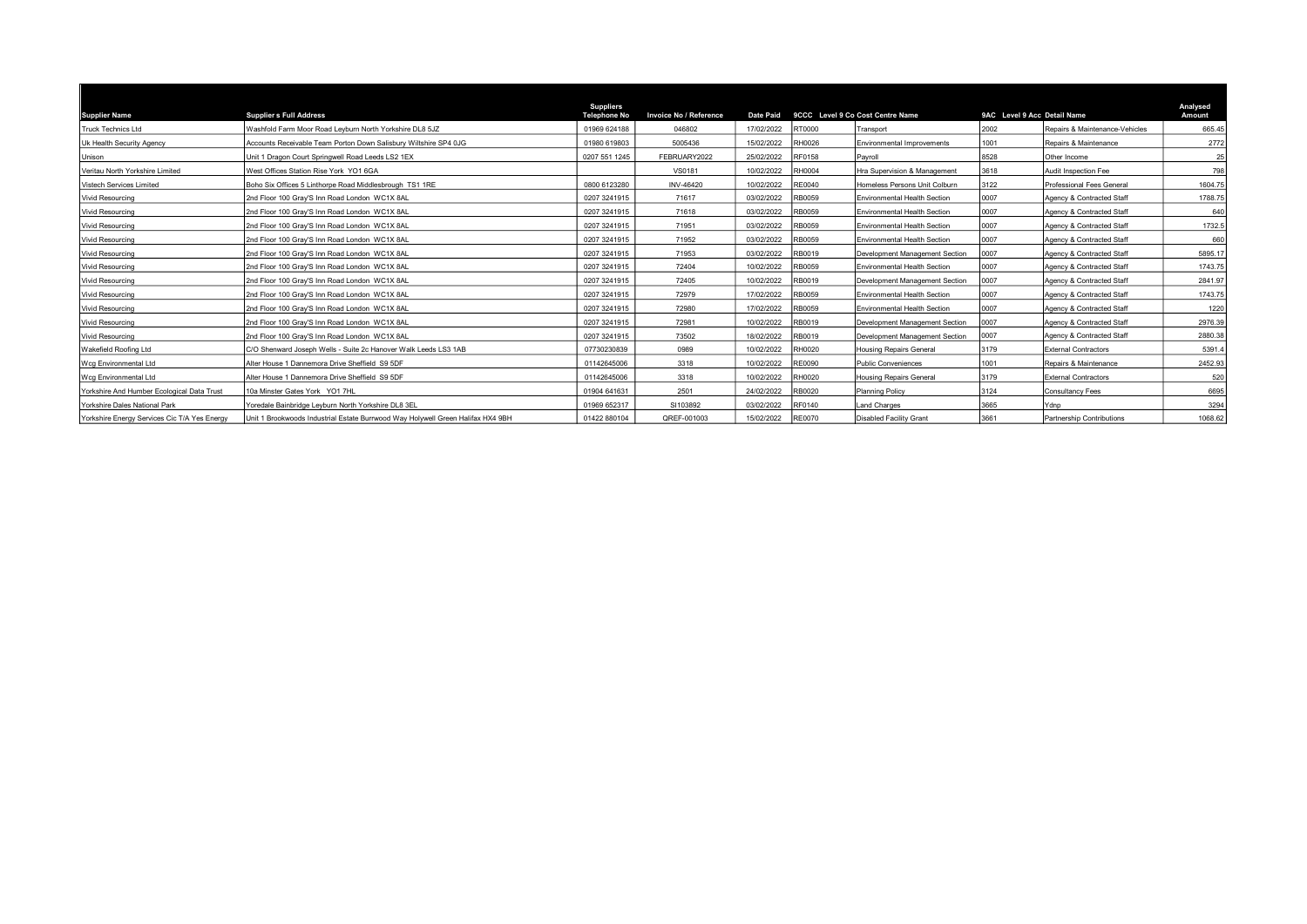| Supplier Name | Supplier s Full Address | Suppliers Telephone No | Invoice No / Reference | Date Paid | 9CCC Level 9 Co | Cost Centre Name | 9AC Level 9 Acc | Detail Name | Analysed Amount |
|---|---|---|---|---|---|---|---|---|---|
| Truck Technics Ltd | Washfold Farm Moor Road Leyburn North Yorkshire DL8 5JZ | 01969 624188 | 046802 | 17/02/2022 | RT0000 | Transport | 2002 | Repairs & Maintenance-Vehicles | 665.45 |
| Uk Health Security Agency | Accounts Receivable Team Porton Down Salisbury Wiltshire SP4 0JG | 01980 619803 | 5005436 | 15/02/2022 | RH0026 | Environmental Improvements | 1001 | Repairs & Maintenance | 2772 |
| Unison | Unit 1 Dragon Court Springwell Road Leeds LS2 1EX | 0207 551 1245 | FEBRUARY2022 | 25/02/2022 | RF0158 | Payroll | 8528 | Other Income | 25 |
| Veritau North Yorkshire Limited | West Offices Station Rise York YO1 6GA | | VS0181 | 10/02/2022 | RH0004 | Hra Supervision & Management | 3818 | Audit Inspection Fee | 798 |
| Vistech Services Limited | Boho Six Offices 5 Linthorpe Road Middlesbrough TS1 1RE | 0800 6123280 | INV-46420 | 10/02/2022 | RE0040 | Homeless Persons Unit Colburn | 3122 | Professional Fees General | 1604.75 |
| Vivid Resourcing | 2nd Floor 100 Gray'S Inn Road London WC1X 8AL | 0207 3241915 | 71617 | 03/02/2022 | RB0059 | Environmental Health Section | 0007 | Agency & Contracted Staff | 1788.75 |
| Vivid Resourcing | 2nd Floor 100 Gray'S Inn Road London WC1X 8AL | 0207 3241915 | 71618 | 03/02/2022 | RB0059 | Environmental Health Section | 0007 | Agency & Contracted Staff | 640 |
| Vivid Resourcing | 2nd Floor 100 Gray'S Inn Road London WC1X 8AL | 0207 3241915 | 71951 | 03/02/2022 | RB0059 | Environmental Health Section | 0007 | Agency & Contracted Staff | 1732.5 |
| Vivid Resourcing | 2nd Floor 100 Gray'S Inn Road London WC1X 8AL | 0207 3241915 | 71952 | 03/02/2022 | RB0059 | Environmental Health Section | 0007 | Agency & Contracted Staff | 660 |
| Vivid Resourcing | 2nd Floor 100 Gray'S Inn Road London WC1X 8AL | 0207 3241915 | 71953 | 03/02/2022 | RB0019 | Development Management Section | 0007 | Agency & Contracted Staff | 5895.17 |
| Vivid Resourcing | 2nd Floor 100 Gray'S Inn Road London WC1X 8AL | 0207 3241915 | 72404 | 10/02/2022 | RB0059 | Environmental Health Section | 0007 | Agency & Contracted Staff | 1743.75 |
| Vivid Resourcing | 2nd Floor 100 Gray'S Inn Road London WC1X 8AL | 0207 3241915 | 72405 | 10/02/2022 | RB0019 | Development Management Section | 0007 | Agency & Contracted Staff | 2841.97 |
| Vivid Resourcing | 2nd Floor 100 Gray'S Inn Road London WC1X 8AL | 0207 3241915 | 72979 | 17/02/2022 | RB0059 | Environmental Health Section | 0007 | Agency & Contracted Staff | 1743.75 |
| Vivid Resourcing | 2nd Floor 100 Gray'S Inn Road London WC1X 8AL | 0207 3241915 | 72980 | 17/02/2022 | RB0059 | Environmental Health Section | 0007 | Agency & Contracted Staff | 1220 |
| Vivid Resourcing | 2nd Floor 100 Gray'S Inn Road London WC1X 8AL | 0207 3241915 | 72981 | 10/02/2022 | RB0019 | Development Management Section | 0007 | Agency & Contracted Staff | 2976.39 |
| Vivid Resourcing | 2nd Floor 100 Gray'S Inn Road London WC1X 8AL | 0207 3241915 | 73502 | 18/02/2022 | RB0019 | Development Management Section | 0007 | Agency & Contracted Staff | 2880.38 |
| Wakefield Roofing Ltd | C/O Shenward Joseph Wells - Suite 2c Hanover Walk Leeds LS3 1AB | 07730230839 | 0989 | 10/02/2022 | RH0020 | Housing Repairs General | 3179 | External Contractors | 5391.4 |
| Wcg Environmental Ltd | Alter House 1 Dannemora Drive Sheffield S9 5DF | 01142645006 | 3318 | 10/02/2022 | RE0090 | Public Conveniences | 1001 | Repairs & Maintenance | 2452.93 |
| Wcg Environmental Ltd | Alter House 1 Dannemora Drive Sheffield S9 5DF | 01142645006 | 3318 | 10/02/2022 | RH0020 | Housing Repairs General | 3179 | External Contractors | 520 |
| Yorkshire And Humber Ecological Data Trust | 10a Minster Gates York YO1 7HL | 01904 641631 | 2501 | 24/02/2022 | RB0020 | Planning Policy | 3124 | Consultancy Fees | 6695 |
| Yorkshire Dales National Park | Yoredale Bainbridge Leyburn North Yorkshire DL8 3EL | 01969 652317 | SI103892 | 03/02/2022 | RF0140 | Land Charges | 3665 | Ydnp | 3294 |
| Yorkshire Energy Services Cic T/A Yes Energy | Unit 1 Brookwoods Industrial Estate Burrwood Way Holywell Green Halifax HX4 9BH | 01422 880104 | QREF-001003 | 15/02/2022 | RE0070 | Disabled Facility Grant | 3661 | Partnership Contributions | 1068.62 |